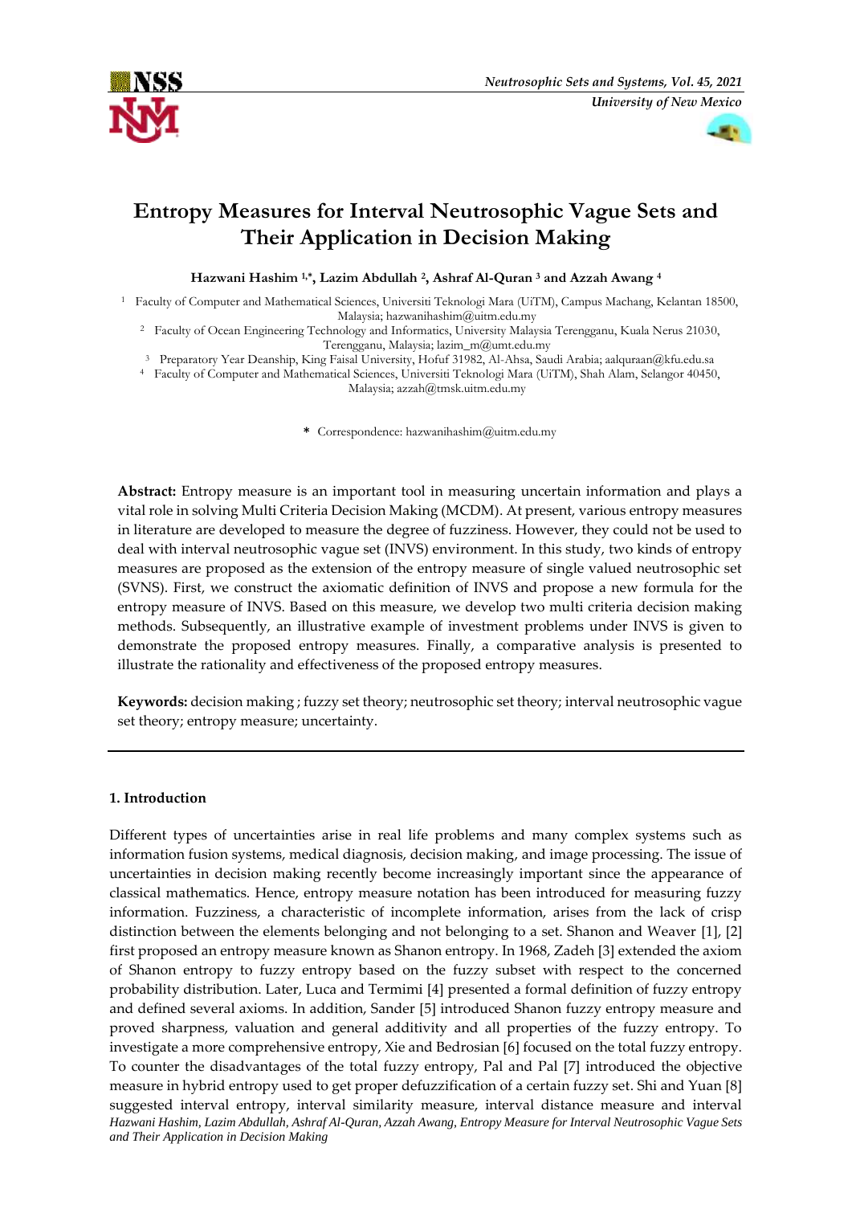# Entropy Measures for Interval Neutrosophic Vague Sets and Their Application in Decision Making

**Hazwani Hashim [1,*], Lazim Abdullah [2], Ashraf Al-Quran [3] and Azzah Awang [4]**

[1] Faculty of Computer and Mathematical Sciences, Universiti Teknologi Mara (UiTM), Campus Machang, Kelantan 18500, Malaysia; hazwanihashim@uitm.edu.my

[2] Faculty of Ocean Engineering Technology and Informatics, University Malaysia Terengganu, Kuala Nerus 21030, Terengganu, Malaysia; lazim_m@umt.edu.my

[3] Preparatory Year Deanship, King Faisal University, Hofuf 31982, Al-Ahsa, Saudi Arabia; aalquraan@kfu.edu.sa

[4] Faculty of Computer and Mathematical Sciences, Universiti Teknologi Mara (UiTM), Shah Alam, Selangor 40450, Malaysia; azzah@tmsk.uitm.edu.my

\* Correspondence: hazwanihashim@uitm.edu.my

**Abstract:** Entropy measure is an important tool in measuring uncertain information and plays a vital role in solving Multi Criteria Decision Making (MCDM). At present, various entropy measures in literature are developed to measure the degree of fuzziness. However, they could not be used to deal with interval neutrosophic vague set (INVS) environment. In this study, two kinds of entropy measures are proposed as the extension of the entropy measure of single valued neutrosophic set (SVNS). First, we construct the axiomatic definition of INVS and propose a new formula for the entropy measure of INVS. Based on this measure, we develop two multi criteria decision making methods. Subsequently, an illustrative example of investment problems under INVS is given to demonstrate the proposed entropy measures. Finally, a comparative analysis is presented to illustrate the rationality and effectiveness of the proposed entropy measures.

**Keywords:** decision making ; fuzzy set theory; neutrosophic set theory; interval neutrosophic vague set theory; entropy measure; uncertainty.

## 1. Introduction

Different types of uncertainties arise in real life problems and many complex systems such as information fusion systems, medical diagnosis, decision making, and image processing. The issue of uncertainties in decision making recently become increasingly important since the appearance of classical mathematics. Hence, entropy measure notation has been introduced for measuring fuzzy information. Fuzziness, a characteristic of incomplete information, arises from the lack of crisp distinction between the elements belonging and not belonging to a set. Shanon and Weaver [1], [2] first proposed an entropy measure known as Shanon entropy. In 1968, Zadeh [3] extended the axiom of Shanon entropy to fuzzy entropy based on the fuzzy subset with respect to the concerned probability distribution. Later, Luca and Termimi [4] presented a formal definition of fuzzy entropy and defined several axioms. In addition, Sander [5] introduced Shanon fuzzy entropy measure and proved sharpness, valuation and general additivity and all properties of the fuzzy entropy. To investigate a more comprehensive entropy, Xie and Bedrosian [6] focused on the total fuzzy entropy. To counter the disadvantages of the total fuzzy entropy, Pal and Pal [7] introduced the objective measure in hybrid entropy used to get proper defuzzification of a certain fuzzy set. Shi and Yuan [8] suggested interval entropy, interval similarity measure, interval distance measure and interval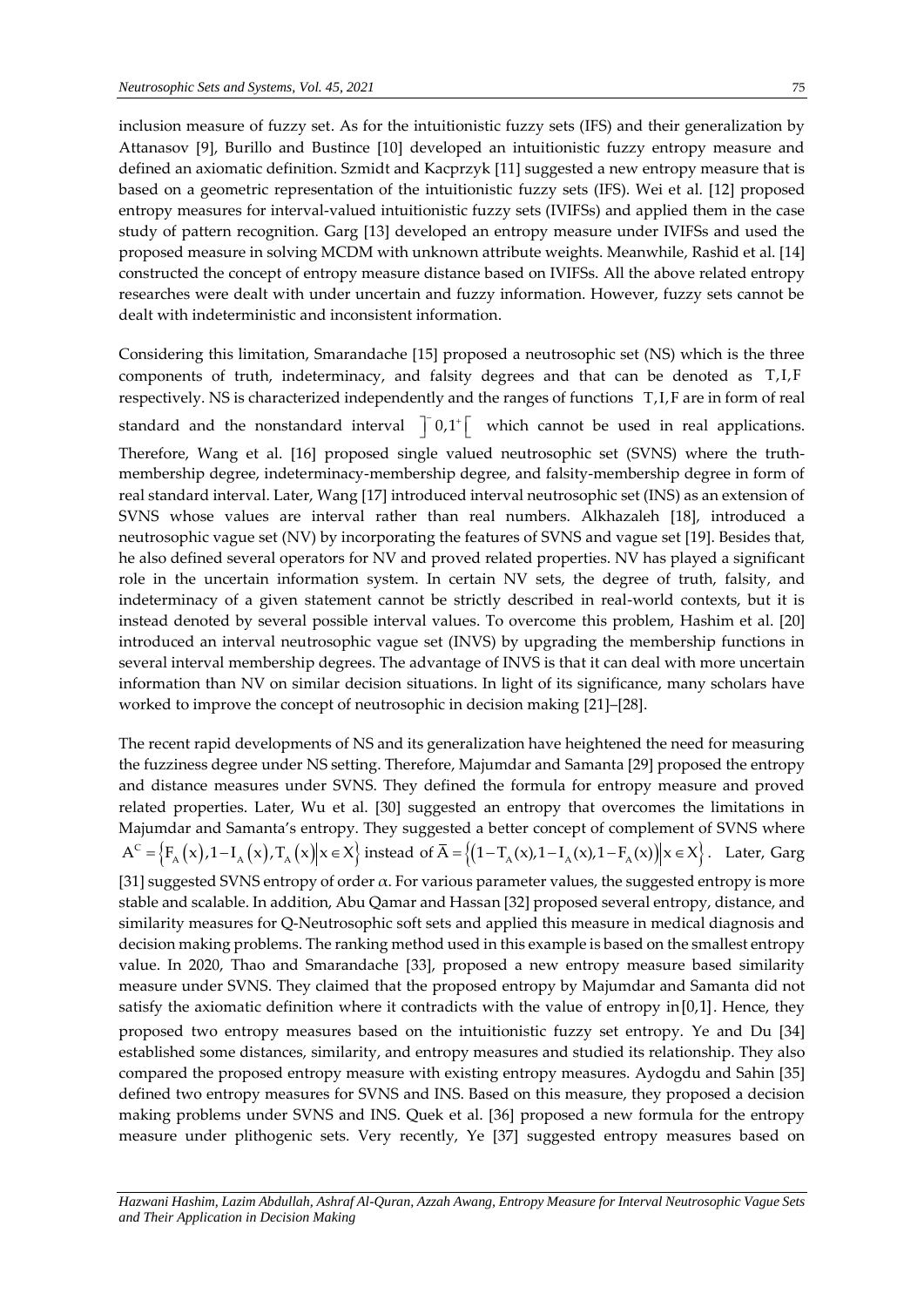inclusion measure of fuzzy set. As for the intuitionistic fuzzy sets (IFS) and their generalization by Attanasov [9], Burillo and Bustince [10] developed an intuitionistic fuzzy entropy measure and defined an axiomatic definition. Szmidt and Kacprzyk [11] suggested a new entropy measure that is based on a geometric representation of the intuitionistic fuzzy sets (IFS). Wei et al. [12] proposed entropy measures for interval-valued intuitionistic fuzzy sets (IVIFSs) and applied them in the case study of pattern recognition. Garg [13] developed an entropy measure under IVIFSs and used the proposed measure in solving MCDM with unknown attribute weights. Meanwhile, Rashid et al. [14] constructed the concept of entropy measure distance based on IVIFSs. All the above related entropy researches were dealt with under uncertain and fuzzy information. However, fuzzy sets cannot be dealt with indeterministic and inconsistent information.

Considering this limitation, Smarandache [15] proposed a neutrosophic set (NS) which is the three components of truth, indeterminacy, and falsity degrees and that can be denoted as $T, I, F$ respectively. NS is characterized independently and the ranges of functions $T, I, F$ are in form of real standard and the nonstandard interval $\left]^{-}0,1^{+}\right[$ which cannot be used in real applications. Therefore, Wang et al. [16] proposed single valued neutrosophic set (SVNS) where the truth-membership degree, indeterminacy-membership degree, and falsity-membership degree in form of real standard interval. Later, Wang [17] introduced interval neutrosophic set (INS) as an extension of SVNS whose values are interval rather than real numbers. Alkhazaleh [18], introduced a neutrosophic vague set (NV) by incorporating the features of SVNS and vague set [19]. Besides that, he also defined several operators for NV and proved related properties. NV has played a significant role in the uncertain information system. In certain NV sets, the degree of truth, falsity, and indeterminacy of a given statement cannot be strictly described in real-world contexts, but it is instead denoted by several possible interval values. To overcome this problem, Hashim et al. [20] introduced an interval neutrosophic vague set (INVS) by upgrading the membership functions in several interval membership degrees. The advantage of INVS is that it can deal with more uncertain information than NV on similar decision situations. In light of its significance, many scholars have worked to improve the concept of neutrosophic in decision making [21]–[28].

The recent rapid developments of NS and its generalization have heightened the need for measuring the fuzziness degree under NS setting. Therefore, Majumdar and Samanta [29] proposed the entropy and distance measures under SVNS. They defined the formula for entropy measure and proved related properties. Later, Wu et al. [30] suggested an entropy that overcomes the limitations in Majumdar and Samanta's entropy. They suggested a better concept of complement of SVNS where $A^{C}=\left\{F_{A}(x), 1-I_{A}(x), T_{A}(x) \mid x \in X\right\}$ instead of $\bar{A}=\left\{\left(1-T_{A}(x), 1-I_{A}(x), 1-F_{A}(x)\right) \mid x \in X\right\}$. Later, Garg [31] suggested SVNS entropy of order $\alpha$. For various parameter values, the suggested entropy is more stable and scalable. In addition, Abu Qamar and Hassan [32] proposed several entropy, distance, and similarity measures for Q-Neutrosophic soft sets and applied this measure in medical diagnosis and decision making problems. The ranking method used in this example is based on the smallest entropy value. In 2020, Thao and Smarandache [33], proposed a new entropy measure based similarity measure under SVNS. They claimed that the proposed entropy by Majumdar and Samanta did not satisfy the axiomatic definition where it contradicts with the value of entropy in $[0,1]$. Hence, they proposed two entropy measures based on the intuitionistic fuzzy set entropy. Ye and Du [34] established some distances, similarity, and entropy measures and studied its relationship. They also compared the proposed entropy measure with existing entropy measures. Aydogdu and Sahin [35] defined two entropy measures for SVNS and INS. Based on this measure, they proposed a decision making problems under SVNS and INS. Quek et al. [36] proposed a new formula for the entropy measure under plithogenic sets. Very recently, Ye [37] suggested entropy measures based on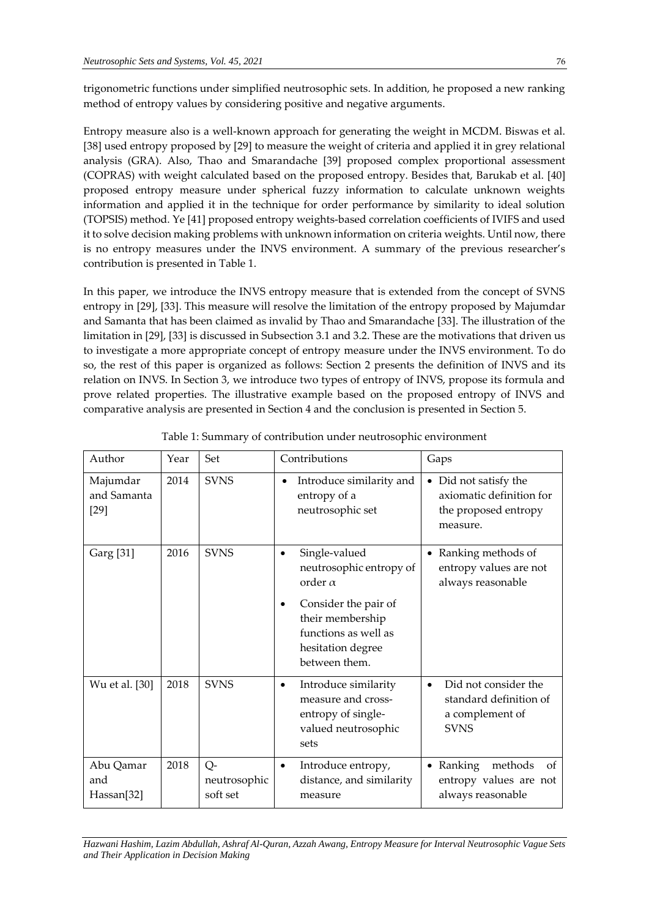trigonometric functions under simplified neutrosophic sets. In addition, he proposed a new ranking method of entropy values by considering positive and negative arguments.

Entropy measure also is a well-known approach for generating the weight in MCDM. Biswas et al. [38] used entropy proposed by [29] to measure the weight of criteria and applied it in grey relational analysis (GRA). Also, Thao and Smarandache [39] proposed complex proportional assessment (COPRAS) with weight calculated based on the proposed entropy. Besides that, Barukab et al. [40] proposed entropy measure under spherical fuzzy information to calculate unknown weights information and applied it in the technique for order performance by similarity to ideal solution (TOPSIS) method. Ye [41] proposed entropy weights-based correlation coefficients of IVIFS and used it to solve decision making problems with unknown information on criteria weights. Until now, there is no entropy measures under the INVS environment. A summary of the previous researcher's contribution is presented in Table 1.

In this paper, we introduce the INVS entropy measure that is extended from the concept of SVNS entropy in [29], [33]. This measure will resolve the limitation of the entropy proposed by Majumdar and Samanta that has been claimed as invalid by Thao and Smarandache [33]. The illustration of the limitation in [29], [33] is discussed in Subsection 3.1 and 3.2. These are the motivations that driven us to investigate a more appropriate concept of entropy measure under the INVS environment. To do so, the rest of this paper is organized as follows: Section 2 presents the definition of INVS and its relation on INVS. In Section 3, we introduce two types of entropy of INVS, propose its formula and prove related properties. The illustrative example based on the proposed entropy of INVS and comparative analysis are presented in Section 4 and the conclusion is presented in Section 5.

Table 1: Summary of contribution under neutrosophic environment

| Author | Year | Set | Contributions | Gaps |
|---|---|---|---|---|
| Majumdar and Samanta [29] | 2014 | SVNS | • Introduce similarity and entropy of a neutrosophic set | • Did not satisfy the axiomatic definition for the proposed entropy measure. |
| Garg [31] | 2016 | SVNS | • Single-valued neutrosophic entropy of order $\alpha$<br>• Consider the pair of their membership functions as well as hesitation degree between them. | • Ranking methods of entropy values are not always reasonable |
| Wu et al. [30] | 2018 | SVNS | • Introduce similarity measure and cross-entropy of single-valued neutrosophic sets | • Did not consider the standard definition of a complement of SVNS |
| Abu Qamar and Hassan[32] | 2018 | Q-neutrosophic soft set | • Introduce entropy, distance, and similarity measure | • Ranking methods of entropy values are not always reasonable |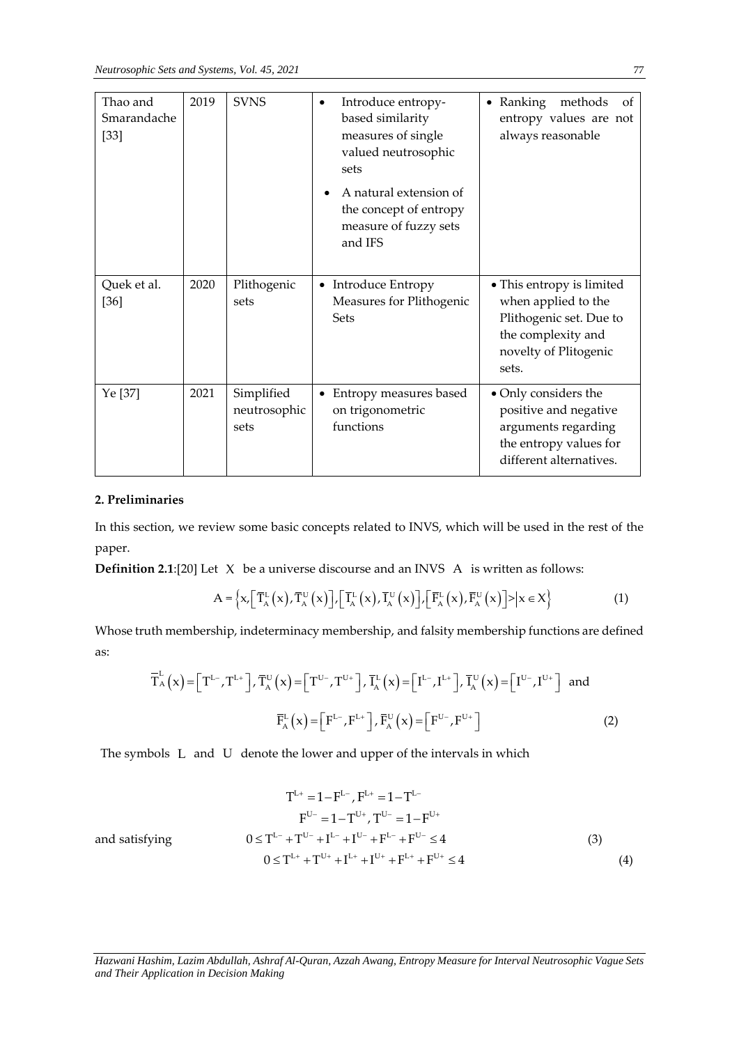| Thao and Smarandache [33] | 2019 | SVNS | • Introduce entropy-based similarity measures of single valued neutrosophic sets<br>• A natural extension of the concept of entropy measure of fuzzy sets and IFS | • Ranking methods of entropy values are not always reasonable |
|---|---|---|---|---|
| Quek et al. [36] | 2020 | Plithogenic sets | • Introduce Entropy Measures for Plithogenic Sets | • This entropy is limited when applied to the Plithogenic set. Due to the complexity and novelty of Plitogenic sets. |
| Ye [37] | 2021 | Simplified neutrosophic sets | • Entropy measures based on trigonometric functions | • Only considers the positive and negative arguments regarding the entropy values for different alternatives. |

## 2. Preliminaries

In this section, we review some basic concepts related to INVS, which will be used in the rest of the paper.

**Definition 2.1**:[20] Let $X$ be a universe discourse and an INVS $A$ is written as follows:

$$A = \left\{ x, \left[ \overline{T}_A^L(x), \overline{T}_A^U(x) \right], \left[ \overline{I}_A^L(x), \overline{I}_A^U(x) \right], \left[ \overline{F}_A^L(x), \overline{F}_A^U(x) \right] > \middle| x \in X \right\} \tag{1}$$

Whose truth membership, indeterminacy membership, and falsity membership functions are defined as:

$$\overline{T}_A^L(x) = \left[ T^{L-}, T^{L+} \right], \overline{T}_A^U(x) = \left[ T^{U-}, T^{U+} \right], \overline{I}_A^L(x) = \left[ I^{L-}, I^{L+} \right], \overline{I}_A^U(x) = \left[ I^{U-}, I^{U+} \right] \text{ and}$$

$$\overline{F}_A^L(x) = \left[ F^{L-}, F^{L+} \right], \overline{F}_A^U(x) = \left[ F^{U-}, F^{U+} \right] \tag{2}$$

The symbols $L$ and $U$ denote the lower and upper of the intervals in which

$$T^{L+} = 1 - F^{L-}, F^{L+} = 1 - T^{L-}$$

$$F^{U-} = 1 - T^{U+}, T^{U-} = 1 - F^{U+}$$

and satisfying

$$0 \le T^{L-} + T^{U-} + I^{L-} + I^{U-} + F^{L-} + F^{U-} \le 4 \tag{3}$$

$$0 \le T^{L+} + T^{U+} + I^{L+} + I^{U+} + F^{L+} + F^{U+} \le 4 \tag{4}$$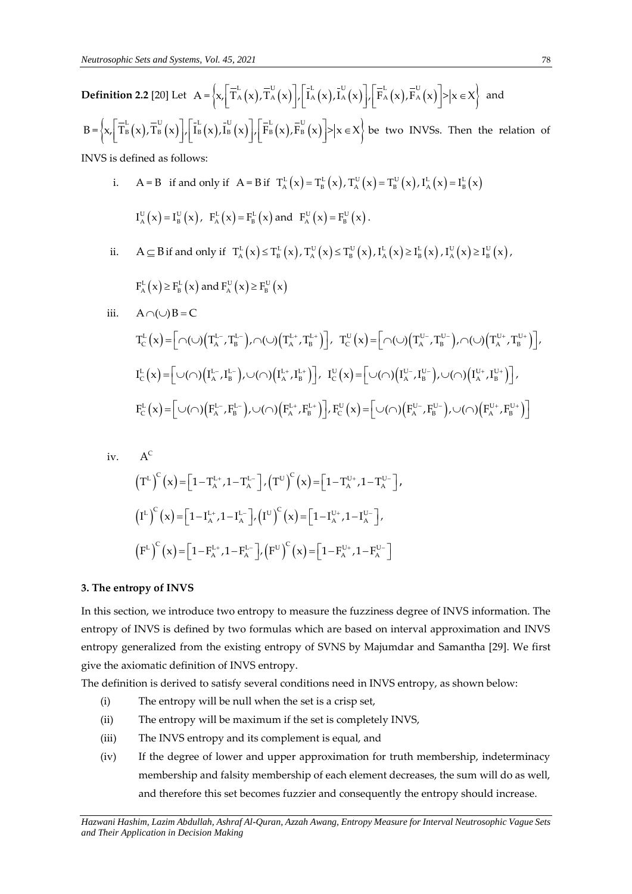**Definition 2.2** [20] Let $A=\left\{x,\left[\overline{T}_A^L(x),\overline{T}_A^U(x)\right],\left[\overline{I}_A^L(x),\overline{I}_A^U(x)\right],\left[\overline{F}_A^L(x),\overline{F}_A^U(x)\right]>\middle|x\in X\right\}$ and $B=\left\{x,\left[\overline{T}_B^L(x),\overline{T}_B^U(x)\right],\left[\overline{I}_B^L(x),\overline{I}_B^U(x)\right],\left[\overline{F}_B^L(x),\overline{F}_B^U(x)\right]>\middle|x\in X\right\}$ be two INVSs. Then the relation of INVS is defined as follows:

i. $A=B$ if and only if $A=B$ if $T_A^L(x)=T_B^L(x)$, $T_A^U(x)=T_B^U(x)$, $I_A^L(x)=I_B^L(x)$

$I_A^U(x)=I_B^U(x)$, $F_A^L(x)=F_B^L(x)$ and $F_A^U(x)=F_B^U(x)$.

ii. $A\subseteq B$ if and only if $T_A^L(x)\le T_B^L(x)$, $T_A^U(x)\le T_B^U(x)$, $I_A^L(x)\ge I_B^L(x)$, $I_A^U(x)\ge I_B^U(x)$,

$F_A^L(x)\ge F_B^L(x)$ and $F_A^U(x)\ge F_B^U(x)$

iii. $A\cap(\cup)B=C$

$$T_C^L(x)=\left[\cap(\cup)\left(T_A^{L-},T_B^{L-}\right),\cap(\cup)\left(T_A^{L+},T_B^{L+}\right)\right],\ T_C^U(x)=\left[\cap(\cup)\left(T_A^{U-},T_B^{U-}\right),\cap(\cup)\left(T_A^{U+},T_B^{U+}\right)\right],$$

$$I_C^L(x)=\left[\cup(\cap)\left(I_A^{L-},I_B^{L-}\right),\cup(\cap)\left(I_A^{L+},I_B^{L+}\right)\right],\ I_C^U(x)=\left[\cup(\cap)\left(I_A^{U-},I_B^{U-}\right),\cup(\cap)\left(I_A^{U+},I_B^{U+}\right)\right],$$

$$F_C^L(x)=\left[\cup(\cap)\left(F_A^{L-},F_B^{L-}\right),\cup(\cap)\left(F_A^{L+},F_B^{L+}\right)\right],F_C^U(x)=\left[\cup(\cap)\left(F_A^{U-},F_B^{U-}\right),\cup(\cap)\left(F_A^{U+},F_B^{U+}\right)\right]$$

iv. $A^C$

$$\left(T^L\right)^C(x)=\left[1-T_A^{L+},1-T_A^{L-}\right],\left(T^U\right)^C(x)=\left[1-T_A^{U+},1-T_A^{U-}\right],$$

$$\left(I^L\right)^C(x)=\left[1-I_A^{L+},1-I_A^{L-}\right],\left(I^U\right)^C(x)=\left[1-I_A^{U+},1-I_A^{U-}\right],$$

$$\left(F^L\right)^C(x)=\left[1-F_A^{L+},1-F_A^{L-}\right],\left(F^U\right)^C(x)=\left[1-F_A^{U+},1-F_A^{U-}\right]$$

## 3. The entropy of INVS

In this section, we introduce two entropy to measure the fuzziness degree of INVS information. The entropy of INVS is defined by two formulas which are based on interval approximation and INVS entropy generalized from the existing entropy of SVNS by Majumdar and Samantha [29]. We first give the axiomatic definition of INVS entropy.

The definition is derived to satisfy several conditions need in INVS entropy, as shown below:

(i) The entropy will be null when the set is a crisp set,

(ii) The entropy will be maximum if the set is completely INVS,

(iii) The INVS entropy and its complement is equal, and

(iv) If the degree of lower and upper approximation for truth membership, indeterminacy membership and falsity membership of each element decreases, the sum will do as well, and therefore this set becomes fuzzier and consequently the entropy should increase.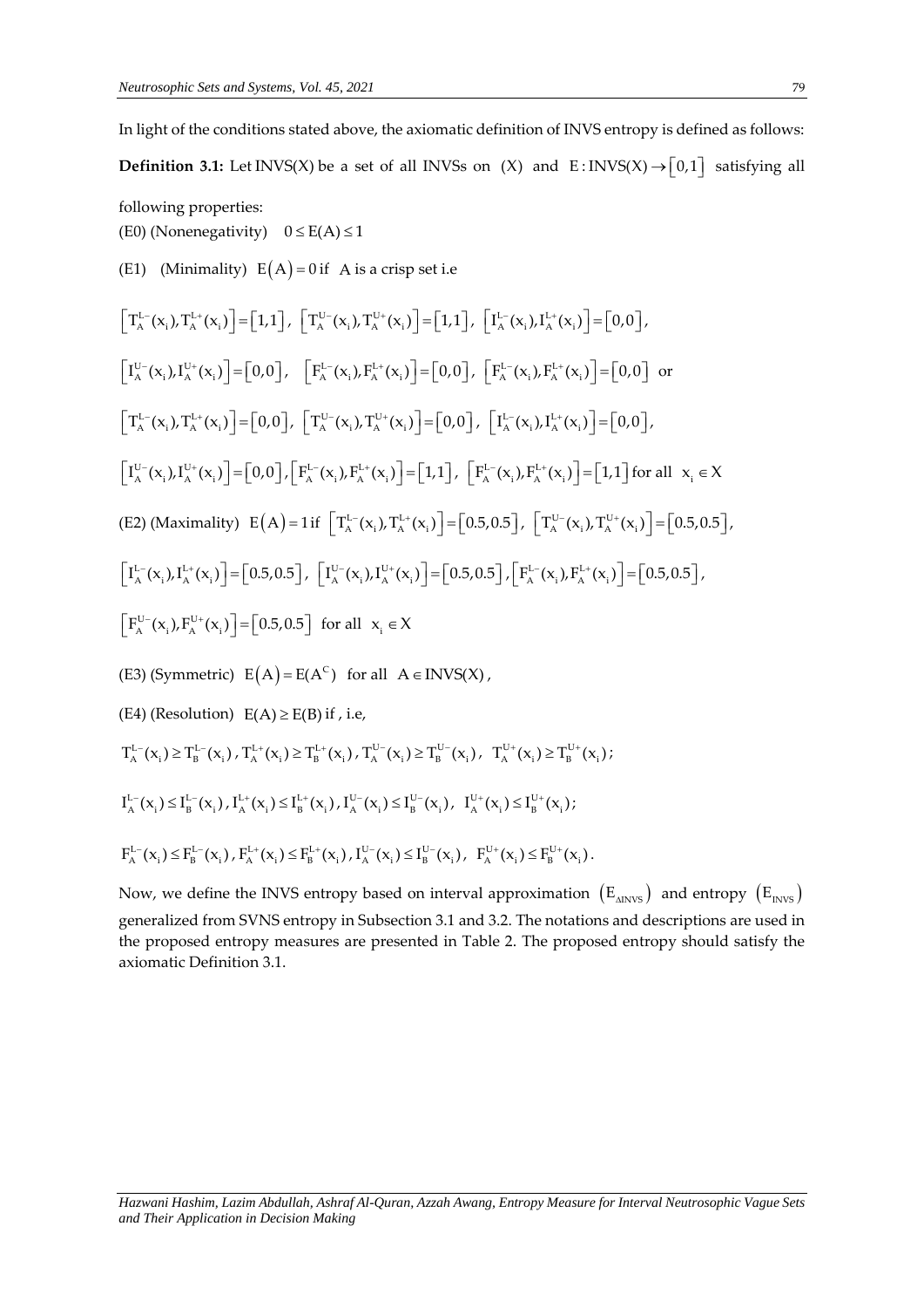In light of the conditions stated above, the axiomatic definition of INVS entropy is defined as follows:

**Definition 3.1:** Let $\text{INVS}(X)$ be a set of all INVSs on $(X)$ and $E:\text{INVS}(X)\rightarrow[0,1]$ satisfying all following properties:

(E0) (Nonenegativity) $0 \le E(A) \le 1$

(E1) (Minimality) $E(A)=0$ if $A$ is a crisp set i.e

$$\left[T_A^{L-}(x_i),T_A^{L+}(x_i)\right]=[1,1],\ \left[T_A^{U-}(x_i),T_A^{U+}(x_i)\right]=[1,1],\ \left[I_A^{L-}(x_i),I_A^{L+}(x_i)\right]=[0,0],$$

$$\left[I_A^{U-}(x_i),I_A^{U+}(x_i)\right]=[0,0],\quad \left[F_A^{L-}(x_i),F_A^{L+}(x_i)\right]=[0,0],\ \left[F_A^{L-}(x_i),F_A^{L+}(x_i)\right]=[0,0] \text{ or}$$

$$\left[T_A^{L-}(x_i),T_A^{L+}(x_i)\right]=[0,0],\ \left[T_A^{U-}(x_i),T_A^{U+}(x_i)\right]=[0,0],\ \left[I_A^{L-}(x_i),I_A^{L+}(x_i)\right]=[0,0],$$

$$\left[I_A^{U-}(x_i),I_A^{U+}(x_i)\right]=[0,0],\left[F_A^{L-}(x_i),F_A^{L+}(x_i)\right]=[1,1],\ \left[F_A^{L-}(x_i),F_A^{L+}(x_i)\right]=[1,1] \text{ for all } x_i \in X$$

(E2) (Maximality) $E(A)=1$ if $\left[T_A^{L-}(x_i),T_A^{L+}(x_i)\right]=[0.5,0.5]$, $\left[T_A^{U-}(x_i),T_A^{U+}(x_i)\right]=[0.5,0.5]$,

$$\left[I_A^{L-}(x_i),I_A^{L+}(x_i)\right]=[0.5,0.5],\ \left[I_A^{U-}(x_i),I_A^{U+}(x_i)\right]=[0.5,0.5],\left[F_A^{L-}(x_i),F_A^{L+}(x_i)\right]=[0.5,0.5],$$

$$\left[F_A^{U-}(x_i),F_A^{U+}(x_i)\right]=[0.5,0.5] \text{ for all } x_i \in X$$

(E3) (Symmetric) $E(A)=E(A^C)$ for all $A \in \text{INVS}(X)$,

(E4) (Resolution) $E(A)\ge E(B)$ if , i.e,

$$T_A^{L-}(x_i)\ge T_B^{L-}(x_i),\ T_A^{L+}(x_i)\ge T_B^{L+}(x_i),\ T_A^{U-}(x_i)\ge T_B^{U-}(x_i),\ T_A^{U+}(x_i)\ge T_B^{U+}(x_i);$$

$$I_A^{L-}(x_i)\le I_B^{L-}(x_i),\ I_A^{L+}(x_i)\le I_B^{L+}(x_i),\ I_A^{U-}(x_i)\le I_B^{U-}(x_i),\ I_A^{U+}(x_i)\le I_B^{U+}(x_i);$$

$$F_A^{L-}(x_i)\le F_B^{L-}(x_i),\ F_A^{L+}(x_i)\le F_B^{L+}(x_i),\ I_A^{U-}(x_i)\le I_B^{U-}(x_i),\ F_A^{U+}(x_i)\le F_B^{U+}(x_i).$$

Now, we define the INVS entropy based on interval approximation $(E_{\Delta INVS})$ and entropy $(E_{INVS})$ generalized from SVNS entropy in Subsection 3.1 and 3.2. The notations and descriptions are used in the proposed entropy measures are presented in Table 2. The proposed entropy should satisfy the axiomatic Definition 3.1.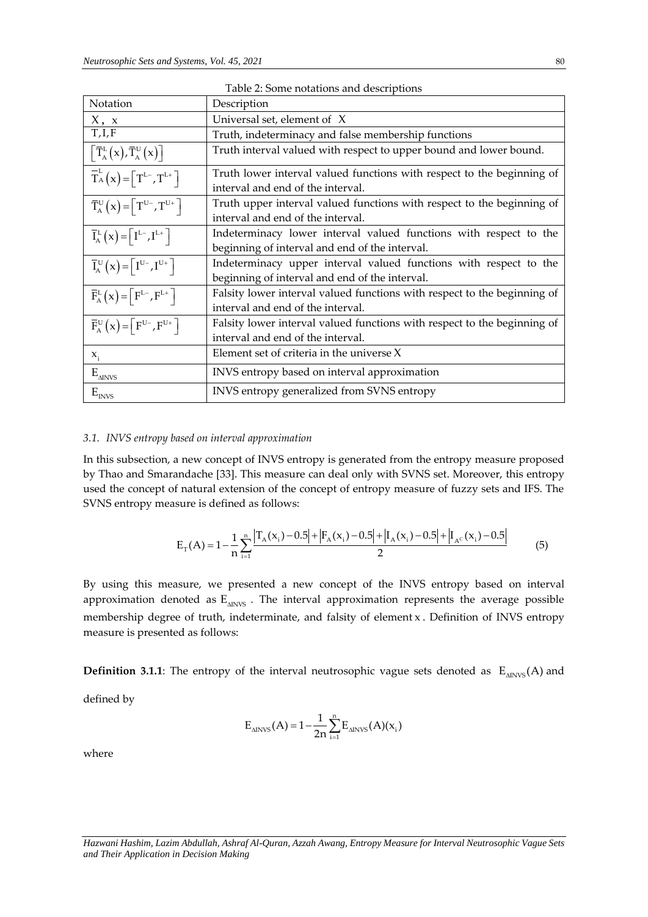Table 2: Some notations and descriptions

| Notation | Description |
|---|---|
| $X$, $x$ | Universal set, element of $X$ |
| $T, I, F$ | Truth, indeterminacy and false membership functions |
| $\left[\overline{T}_A^L(x), \overline{T}_A^U(x)\right]$ | Truth interval valued with respect to upper bound and lower bound. |
| $\overline{T}_A^L(x) = \left[T^{L-}, T^{L+}\right]$ | Truth lower interval valued functions with respect to the beginning of interval and end of the interval. |
| $\overline{T}_A^U(x) = \left[T^{U-}, T^{U+}\right]$ | Truth upper interval valued functions with respect to the beginning of interval and end of the interval. |
| $\overline{I}_A^L(x) = \left[I^{L-}, I^{L+}\right]$ | Indeterminacy lower interval valued functions with respect to the beginning of interval and end of the interval. |
| $\overline{I}_A^U(x) = \left[I^{U-}, I^{U+}\right]$ | Indeterminacy upper interval valued functions with respect to the beginning of interval and end of the interval. |
| $\overline{F}_A^L(x) = \left[F^{L-}, F^{L+}\right]$ | Falsity lower interval valued functions with respect to the beginning of interval and end of the interval. |
| $\overline{F}_A^U(x) = \left[F^{U-}, F^{U+}\right]$ | Falsity lower interval valued functions with respect to the beginning of interval and end of the interval. |
| $x_i$ | Element set of criteria in the universe $X$ |
| $E_{\Delta INVS}$ | INVS entropy based on interval approximation |
| $E_{INVS}$ | INVS entropy generalized from SVNS entropy |

### 3.1. *INVS entropy based on interval approximation*

In this subsection, a new concept of INVS entropy is generated from the entropy measure proposed by Thao and Smarandache [33]. This measure can deal only with SVNS set. Moreover, this entropy used the concept of natural extension of the concept of entropy measure of fuzzy sets and IFS. The SVNS entropy measure is defined as follows:

$$E_T(A) = 1 - \frac{1}{n}\sum_{i=1}^{n}\frac{\left|T_A(x_i) - 0.5\right| + \left|F_A(x_i) - 0.5\right| + \left|I_A(x_i) - 0.5\right| + \left|I_{A^C}(x_i) - 0.5\right|}{2} \quad (5)$$

By using this measure, we presented a new concept of the INVS entropy based on interval approximation denoted as $E_{\Delta INVS}$. The interval approximation represents the average possible membership degree of truth, indeterminate, and falsity of element $x$. Definition of INVS entropy measure is presented as follows:

**Definition 3.1.1**: The entropy of the interval neutrosophic vague sets denoted as $E_{\Delta INVS}(A)$ and defined by

$$E_{\Delta INVS}(A) = 1 - \frac{1}{2n}\sum_{i=1}^{n} E_{\Delta INVS}(A)(x_i)$$

where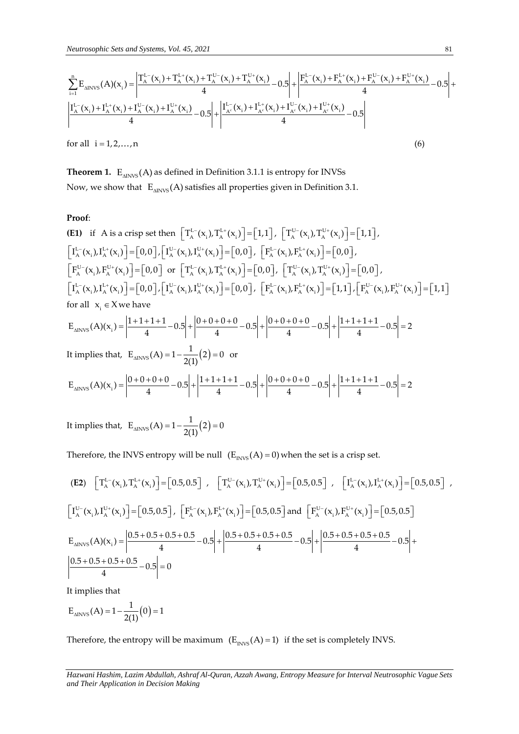$$\sum_{i=1}^{n} E_{\Delta INVS}(A)(x_i) = \left| \frac{T_A^{L-}(x_i)+T_A^{L+}(x_i)+T_A^{U-}(x_i)+T_A^{U+}(x_i)}{4} - 0.5 \right| + \left| \frac{F_A^{L-}(x_i)+F_A^{L+}(x_i)+F_A^{U-}(x_i)+F_A^{U+}(x_i)}{4} - 0.5 \right| +$$
$$\left| \frac{I_A^{L-}(x_i)+I_A^{L+}(x_i)+I_A^{U-}(x_i)+I_A^{U+}(x_i)}{4} - 0.5 \right| + \left| \frac{I_{A^c}^{L-}(x_i)+I_{A^c}^{L+}(x_i)+I_{A^c}^{U-}(x_i)+I_{A^c}^{U+}(x_i)}{4} - 0.5 \right|$$

for all $i = 1, 2, \dots, n$ (6)

**Theorem 1.** $E_{\Delta INVS}(A)$ as defined in Definition 3.1.1 is entropy for INVSs

Now, we show that $E_{\Delta INVS}(A)$ satisfies all properties given in Definition 3.1.

**Proof**:

**(E1)** if A is a crisp set then $\left[T_A^{L-}(x_i), T_A^{L+}(x_i)\right] = [1,1]$, $\left[T_A^{U-}(x_i), T_A^{U+}(x_i)\right] = [1,1]$, $\left[I_A^{L-}(x_i), I_A^{L+}(x_i)\right] = [0,0]$, $\left[I_A^{U-}(x_i), I_A^{U+}(x_i)\right] = [0,0]$, $\left[F_A^{L-}(x_i), F_A^{L+}(x_i)\right] = [0,0]$, $\left[F_A^{U-}(x_i), F_A^{U+}(x_i)\right] = [0,0]$ or $\left[T_A^{L-}(x_i), T_A^{L+}(x_i)\right] = [0,0]$, $\left[T_A^{U-}(x_i), T_A^{U+}(x_i)\right] = [0,0]$, $\left[I_A^{L-}(x_i), I_A^{L+}(x_i)\right] = [0,0]$, $\left[I_A^{U-}(x_i), I_A^{U+}(x_i)\right] = [0,0]$, $\left[F_A^{L-}(x_i), F_A^{L+}(x_i)\right] = [1,1]$, $\left[F_A^{U-}(x_i), F_A^{U+}(x_i)\right] = [1,1]$

for all $x_i \in X$ we have

$$E_{\Delta INVS}(A)(x_i) = \left| \frac{1+1+1+1}{4} - 0.5 \right| + \left| \frac{0+0+0+0}{4} - 0.5 \right| + \left| \frac{0+0+0+0}{4} - 0.5 \right| + \left| \frac{1+1+1+1}{4} - 0.5 \right| = 2$$

It implies that, $E_{\Delta INVS}(A) = 1 - \frac{1}{2(1)}(2) = 0$ or

$$E_{\Delta INVS}(A)(x_i) = \left| \frac{0+0+0+0}{4} - 0.5 \right| + \left| \frac{1+1+1+1}{4} - 0.5 \right| + \left| \frac{0+0+0+0}{4} - 0.5 \right| + \left| \frac{1+1+1+1}{4} - 0.5 \right| = 2$$

It implies that, $E_{\Delta INVS}(A) = 1 - \frac{1}{2(1)}(2) = 0$

Therefore, the INVS entropy will be null $(E_{INVS}(A) = 0)$ when the set is a crisp set.

**(E2)** $\left[T_A^{L-}(x_i), T_A^{L+}(x_i)\right] = [0.5, 0.5]$, $\left[T_A^{U-}(x_i), T_A^{U+}(x_i)\right] = [0.5, 0.5]$, $\left[I_A^{L-}(x_i), I_A^{L+}(x_i)\right] = [0.5, 0.5]$, $\left[I_A^{U-}(x_i), I_A^{U+}(x_i)\right] = [0.5, 0.5]$, $\left[F_A^{L-}(x_i), F_A^{L+}(x_i)\right] = [0.5, 0.5]$ and $\left[F_A^{U-}(x_i), F_A^{U+}(x_i)\right] = [0.5, 0.5]$

$$E_{\Delta INVS}(A)(x_i) = \left| \frac{0.5+0.5+0.5+0.5}{4} - 0.5 \right| + \left| \frac{0.5+0.5+0.5+0.5}{4} - 0.5 \right| + \left| \frac{0.5+0.5+0.5+0.5}{4} - 0.5 \right| +$$
$$\left| \frac{0.5+0.5+0.5+0.5}{4} - 0.5 \right| = 0$$

It implies that

$$E_{\Delta INVS}(A) = 1 - \frac{1}{2(1)}(0) = 1$$

Therefore, the entropy will be maximum $(E_{INVS}(A) = 1)$ if the set is completely INVS.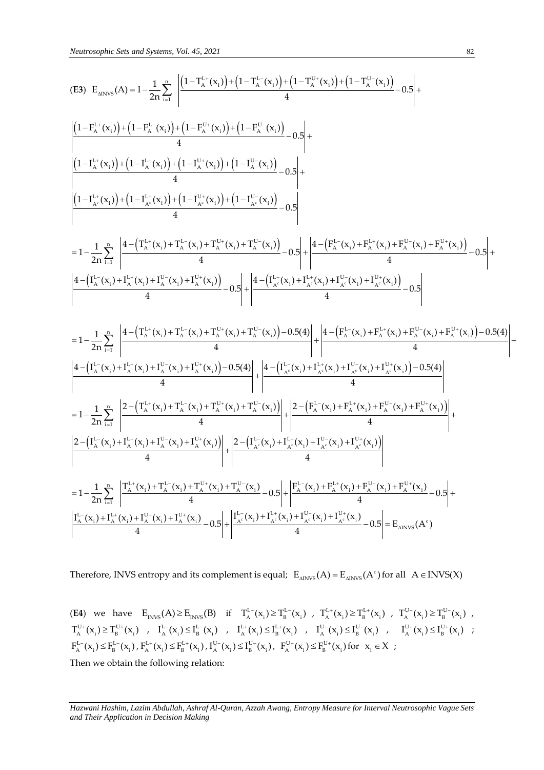(**E3**) $E_{\Delta INVS}(A) = 1 - \frac{1}{2n}\sum_{i=1}^{n} \left| \frac{\left(1-T_A^{L+}(x_i)\right)+\left(1-T_A^{L-}(x_i)\right)+\left(1-T_A^{U+}(x_i)\right)+\left(1-T_A^{U-}(x_i)\right)}{4} - 0.5 \right| +$

$$\left| \frac{\left(1-F_A^{L+}(x_i)\right)+\left(1-F_A^{L-}(x_i)\right)+\left(1-F_A^{U+}(x_i)\right)+\left(1-F_A^{U-}(x_i)\right)}{4} - 0.5 \right| +$$

$$\left| \frac{\left(1-I_A^{L+}(x_i)\right)+\left(1-I_A^{L-}(x_i)\right)+\left(1-I_A^{U+}(x_i)\right)+\left(1-I_A^{U-}(x_i)\right)}{4} - 0.5 \right| +$$

$$\left| \frac{\left(1-I_{A^c}^{L+}(x_i)\right)+\left(1-I_{A^c}^{L-}(x_i)\right)+\left(1-I_{A^c}^{U+}(x_i)\right)+\left(1-I_{A^c}^{U-}(x_i)\right)}{4} - 0.5 \right|$$

$$= 1 - \frac{1}{2n}\sum_{i=1}^{n} \left| \frac{4-\left(T_A^{L+}(x_i)+T_A^{L-}(x_i)+T_A^{U+}(x_i)+T_A^{U-}(x_i)\right)}{4} - 0.5 \right| + \left| \frac{4-\left(F_A^{L-}(x_i)+F_A^{L+}(x_i)+F_A^{U-}(x_i)+F_A^{U+}(x_i)\right)}{4} - 0.5 \right| +$$

$$\left| \frac{4-\left(I_A^{L-}(x_i)+I_A^{L+}(x_i)+I_A^{U-}(x_i)+I_A^{U+}(x_i)\right)}{4} - 0.5 \right| + \left| \frac{4-\left(I_{A^c}^{L-}(x_i)+I_{A^c}^{L+}(x_i)+I_{A^c}^{U-}(x_i)+I_{A^c}^{U+}(x_i)\right)}{4} - 0.5 \right|$$

$$= 1 - \frac{1}{2n}\sum_{i=1}^{n} \left| \frac{4-\left(T_A^{L+}(x_i)+T_A^{L-}(x_i)+T_A^{U+}(x_i)+T_A^{U-}(x_i)\right)-0.5(4)}{4} \right| + \left| \frac{4-\left(F_A^{L-}(x_i)+F_A^{L+}(x_i)+F_A^{U-}(x_i)+F_A^{U+}(x_i)\right)-0.5(4)}{4} \right| +$$

$$\left| \frac{4-\left(I_A^{L-}(x_i)+I_A^{L+}(x_i)+I_A^{U-}(x_i)+I_A^{U+}(x_i)\right)-0.5(4)}{4} \right| + \left| \frac{4-\left(I_{A^c}^{L-}(x_i)+I_{A^c}^{L+}(x_i)+I_{A^c}^{U-}(x_i)+I_{A^c}^{U+}(x_i)\right)-0.5(4)}{4} \right|$$

$$= 1 - \frac{1}{2n}\sum_{i=1}^{n} \left| \frac{2-\left(T_A^{L+}(x_i)+T_A^{L-}(x_i)+T_A^{U+}(x_i)+T_A^{U-}(x_i)\right)}{4} \right| + \left| \frac{2-\left(F_A^{L-}(x_i)+F_A^{L+}(x_i)+F_A^{U-}(x_i)+F_A^{U+}(x_i)\right)}{4} \right| +$$

$$\left| \frac{2-\left(I_A^{L-}(x_i)+I_A^{L+}(x_i)+I_A^{U-}(x_i)+I_A^{U+}(x_i)\right)}{4} \right| + \left| \frac{2-\left(I_{A^c}^{L-}(x_i)+I_{A^c}^{L+}(x_i)+I_{A^c}^{U-}(x_i)+I_{A^c}^{U+}(x_i)\right)}{4} \right|$$

$$= 1 - \frac{1}{2n}\sum_{i=1}^{n} \left| \frac{T_A^{L+}(x_i)+T_A^{L-}(x_i)+T_A^{U+}(x_i)+T_A^{U-}(x_i)}{4} - 0.5 \right| + \left| \frac{F_A^{L-}(x_i)+F_A^{L+}(x_i)+F_A^{U-}(x_i)+F_A^{U+}(x_i)}{4} - 0.5 \right| +$$

$$\left| \frac{I_A^{L-}(x_i)+I_A^{L+}(x_i)+I_A^{U-}(x_i)+I_A^{U+}(x_i)}{4} - 0.5 \right| + \left| \frac{I_{A^c}^{L-}(x_i)+I_{A^c}^{L+}(x_i)+I_{A^c}^{U-}(x_i)+I_{A^c}^{U+}(x_i)}{4} - 0.5 \right| = E_{\Delta INVS}(A^c)$$

Therefore, INVS entropy and its complement is equal; $E_{\Delta INVS}(A) = E_{\Delta INVS}(A^c)$ for all $A \in INVS(X)$

(**E4**) we have $E_{INVS}(A) \geq E_{INVS}(B)$ if $T_A^{L-}(x_i) \geq T_B^{L-}(x_i)$ , $T_A^{L+}(x_i) \geq T_B^{L+}(x_i)$ , $T_A^{U-}(x_i) \geq T_B^{U-}(x_i)$ , $T_A^{U+}(x_i) \geq T_B^{U+}(x_i)$ , $I_A^{L-}(x_i) \leq I_B^{L-}(x_i)$ , $I_A^{L+}(x_i) \leq I_B^{L+}(x_i)$ , $I_A^{U-}(x_i) \leq I_B^{U-}(x_i)$ , $I_A^{U+}(x_i) \leq I_B^{U+}(x_i)$ ; $F_A^{L-}(x_i) \leq F_B^{L-}(x_i)$, $F_A^{L+}(x_i) \leq F_B^{L+}(x_i)$, $I_A^{U-}(x_i) \leq I_B^{U-}(x_i)$, $F_A^{U+}(x_i) \leq F_B^{U+}(x_i)$ for $x_i \in X$ ;

Then we obtain the following relation: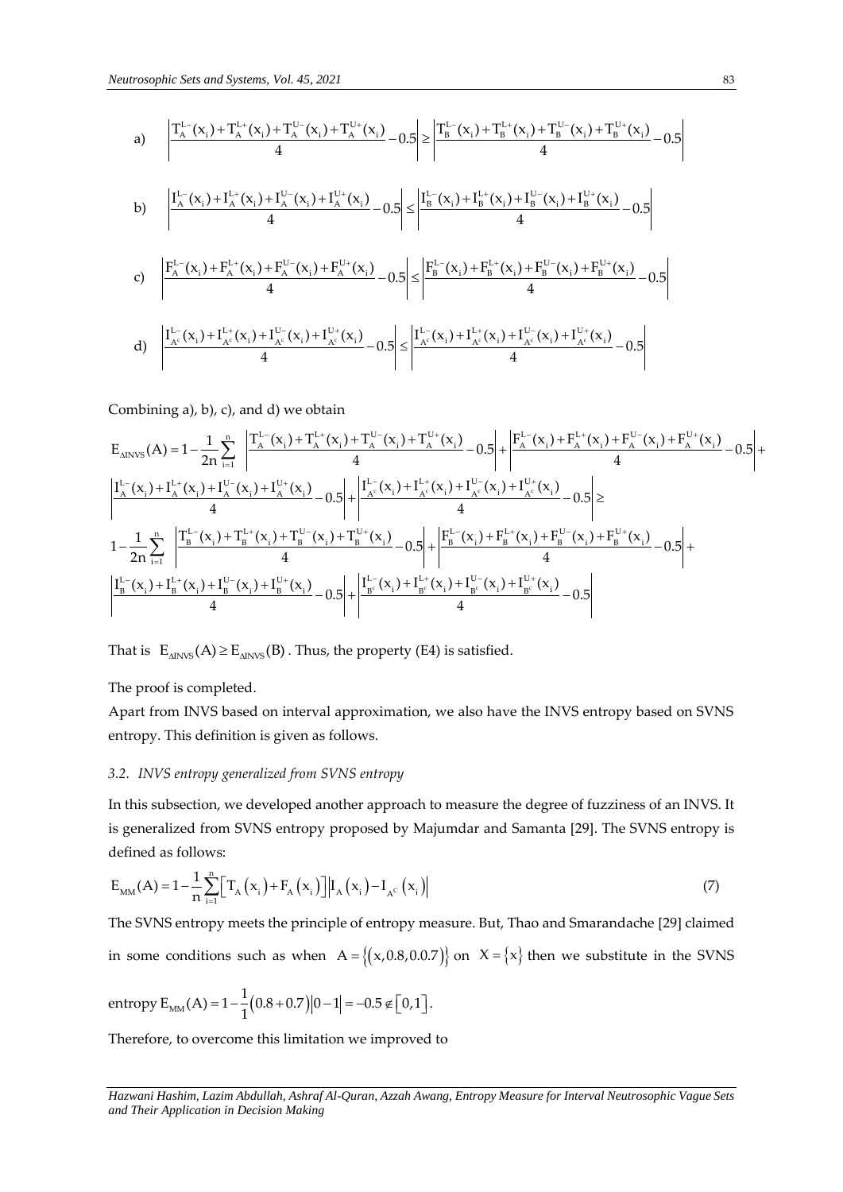a) $$\left|\frac{T_A^{L-}(x_i)+T_A^{L+}(x_i)+T_A^{U-}(x_i)+T_A^{U+}(x_i)}{4}-0.5\right| \ge \left|\frac{T_B^{L-}(x_i)+T_B^{L+}(x_i)+T_B^{U-}(x_i)+T_B^{U+}(x_i)}{4}-0.5\right|$$

b) $$\left|\frac{I_A^{L-}(x_i)+I_A^{L+}(x_i)+I_A^{U-}(x_i)+I_A^{U+}(x_i)}{4}-0.5\right| \le \left|\frac{I_B^{L-}(x_i)+I_B^{L+}(x_i)+I_B^{U-}(x_i)+I_B^{U+}(x_i)}{4}-0.5\right|$$

c) $$\left|\frac{F_A^{L-}(x_i)+F_A^{L+}(x_i)+F_A^{U-}(x_i)+F_A^{U+}(x_i)}{4}-0.5\right| \le \left|\frac{F_B^{L-}(x_i)+F_B^{L+}(x_i)+F_B^{U-}(x_i)+F_B^{U+}(x_i)}{4}-0.5\right|$$

d) $$\left|\frac{I_{A^c}^{L-}(x_i)+I_{A^c}^{L+}(x_i)+I_{A^c}^{U-}(x_i)+I_{A^c}^{U+}(x_i)}{4}-0.5\right| \le \left|\frac{I_{A^c}^{L-}(x_i)+I_{A^c}^{L+}(x_i)+I_{A^c}^{U-}(x_i)+I_{A^c}^{U+}(x_i)}{4}-0.5\right|$$

Combining a), b), c), and d) we obtain

$$E_{\Delta INVS}(A)=1-\frac{1}{2n}\sum_{i=1}^{n}\left|\frac{T_A^{L-}(x_i)+T_A^{L+}(x_i)+T_A^{U-}(x_i)+T_A^{U+}(x_i)}{4}-0.5\right|+\left|\frac{F_A^{L-}(x_i)+F_A^{L+}(x_i)+F_A^{U-}(x_i)+F_A^{U+}(x_i)}{4}-0.5\right|+$$
$$\left|\frac{I_A^{L-}(x_i)+I_A^{L+}(x_i)+I_A^{U-}(x_i)+I_A^{U+}(x_i)}{4}-0.5\right|+\left|\frac{I_{A^c}^{L-}(x_i)+I_{A^c}^{L+}(x_i)+I_{A^c}^{U-}(x_i)+I_{A^c}^{U+}(x_i)}{4}-0.5\right| \ge$$
$$1-\frac{1}{2n}\sum_{i=1}^{n}\left|\frac{T_B^{L-}(x_i)+T_B^{L+}(x_i)+T_B^{U-}(x_i)+T_B^{U+}(x_i)}{4}-0.5\right|+\left|\frac{F_B^{L-}(x_i)+F_B^{L+}(x_i)+F_B^{U-}(x_i)+F_B^{U+}(x_i)}{4}-0.5\right|+$$
$$\left|\frac{I_B^{L-}(x_i)+I_B^{L+}(x_i)+I_B^{U-}(x_i)+I_B^{U+}(x_i)}{4}-0.5\right|+\left|\frac{I_{B^c}^{L-}(x_i)+I_{B^c}^{L+}(x_i)+I_{B^c}^{U-}(x_i)+I_{B^c}^{U+}(x_i)}{4}-0.5\right|$$

That is $E_{\Delta INVS}(A) \ge E_{\Delta INVS}(B)$. Thus, the property (E4) is satisfied.

The proof is completed.

Apart from INVS based on interval approximation, we also have the INVS entropy based on SVNS entropy. This definition is given as follows.

### *3.2. INVS entropy generalized from SVNS entropy*

In this subsection, we developed another approach to measure the degree of fuzziness of an INVS. It is generalized from SVNS entropy proposed by Majumdar and Samanta [29]. The SVNS entropy is defined as follows:

$$E_{MM}(A)=1-\frac{1}{n}\sum_{i=1}^{n}\left[T_A(x_i)+F_A(x_i)\right]\left|I_A(x_i)-I_{A^c}(x_i)\right| \tag{7}$$

The SVNS entropy meets the principle of entropy measure. But, Thao and Smarandache [29] claimed in some conditions such as when $A=\{(x,0.8,0.0.7)\}$ on $X=\{x\}$ then we substitute in the SVNS entropy $E_{MM}(A)=1-\frac{1}{1}(0.8+0.7)|0-1|=-0.5\notin[0,1]$.

Therefore, to overcome this limitation we improved to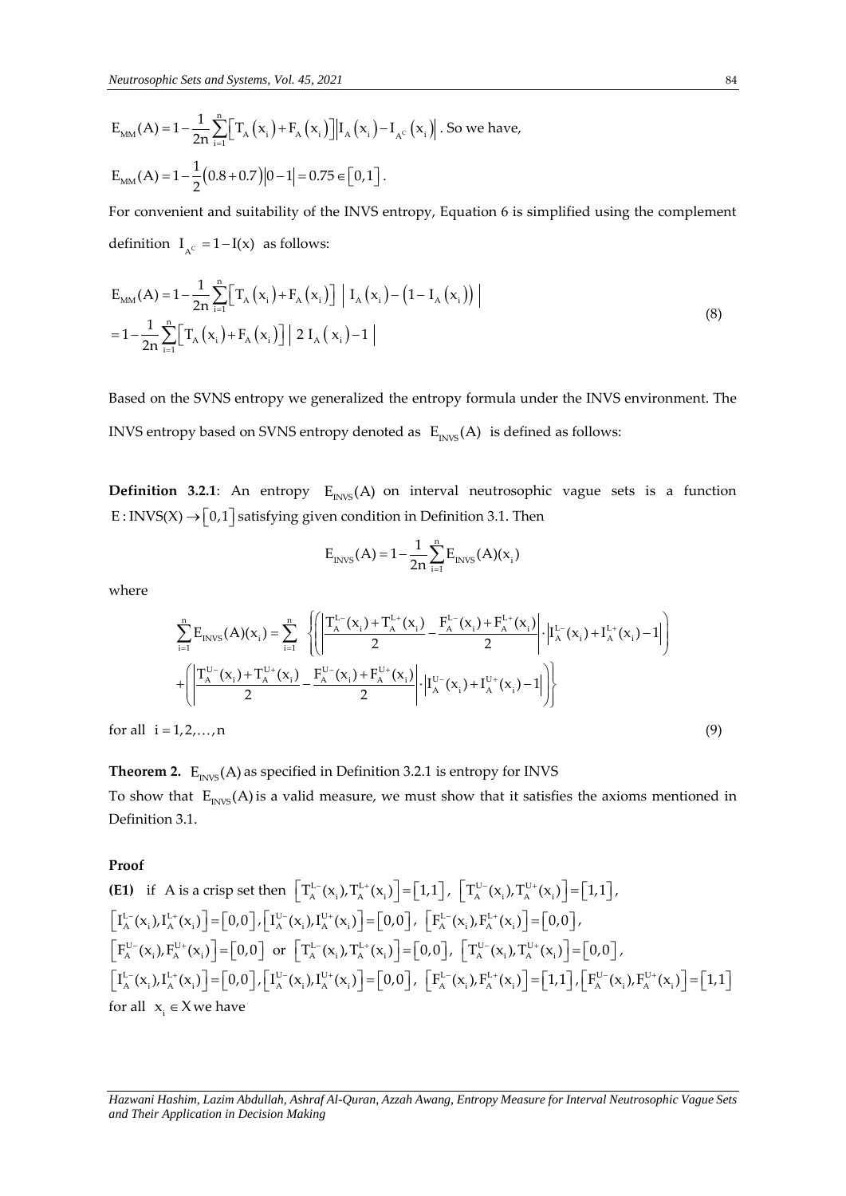$$E_{MM}(A) = 1 - \frac{1}{2n}\sum_{i=1}^{n}\left[T_A(x_i) + F_A(x_i)\right]\left|I_A(x_i) - I_{A^c}(x_i)\right|$$. So we have,

$$E_{MM}(A) = 1 - \frac{1}{2}(0.8 + 0.7)\left|0 - 1\right| = 0.75 \in [0,1].$$

For convenient and suitability of the INVS entropy, Equation 6 is simplified using the complement definition $I_{A^c} = 1 - I(x)$ as follows:

$$\begin{aligned} E_{MM}(A) &= 1 - \frac{1}{2n}\sum_{i=1}^{n}\left[T_A(x_i) + F_A(x_i)\right]\left|\, I_A(x_i) - \left(1 - I_A(x_i)\right)\,\right| \\ &= 1 - \frac{1}{2n}\sum_{i=1}^{n}\left[T_A(x_i) + F_A(x_i)\right]\left|\, 2\, I_A(x_i) - 1\,\right| \end{aligned} \tag{8}$$

Based on the SVNS entropy we generalized the entropy formula under the INVS environment. The INVS entropy based on SVNS entropy denoted as $E_{INVS}(A)$ is defined as follows:

**Definition 3.2.1**: An entropy $E_{INVS}(A)$ on interval neutrosophic vague sets is a function $E : INVS(X) \to [0,1]$ satisfying given condition in Definition 3.1. Then

$$E_{INVS}(A) = 1 - \frac{1}{2n}\sum_{i=1}^{n} E_{INVS}(A)(x_i)$$

where

$$\begin{aligned} \sum_{i=1}^{n} E_{INVS}(A)(x_i) = \sum_{i=1}^{n} &\left\{\left(\left|\frac{T_A^{L-}(x_i) + T_A^{L+}(x_i)}{2} - \frac{F_A^{L-}(x_i) + F_A^{L+}(x_i)}{2}\right| \cdot \left|I_A^{L-}(x_i) + I_A^{L+}(x_i) - 1\right|\right)\right. \\ &\left. + \left(\left|\frac{T_A^{U-}(x_i) + T_A^{U+}(x_i)}{2} - \frac{F_A^{U-}(x_i) + F_A^{U+}(x_i)}{2}\right| \cdot \left|I_A^{U-}(x_i) + I_A^{U+}(x_i) - 1\right|\right)\right\} \end{aligned}$$

for all $i = 1, 2, \ldots, n$ (9)

**Theorem 2.** $E_{INVS}(A)$ as specified in Definition 3.2.1 is entropy for INVS

To show that $E_{INVS}(A)$ is a valid measure, we must show that it satisfies the axioms mentioned in Definition 3.1.

**Proof**

**(E1)** if A is a crisp set then $\left[T_A^{L-}(x_i), T_A^{L+}(x_i)\right] = [1,1]$, $\left[T_A^{U-}(x_i), T_A^{U+}(x_i)\right] = [1,1]$, $\left[I_A^{L-}(x_i), I_A^{L+}(x_i)\right] = [0,0]$, $\left[I_A^{U-}(x_i), I_A^{U+}(x_i)\right] = [0,0]$, $\left[F_A^{L-}(x_i), F_A^{L+}(x_i)\right] = [0,0]$, $\left[F_A^{U-}(x_i), F_A^{U+}(x_i)\right] = [0,0]$ or $\left[T_A^{L-}(x_i), T_A^{L+}(x_i)\right] = [0,0]$, $\left[T_A^{U-}(x_i), T_A^{U+}(x_i)\right] = [0,0]$, $\left[I_A^{L-}(x_i), I_A^{L+}(x_i)\right] = [0,0]$, $\left[I_A^{U-}(x_i), I_A^{U+}(x_i)\right] = [0,0]$, $\left[F_A^{L-}(x_i), F_A^{L+}(x_i)\right] = [1,1]$, $\left[F_A^{U-}(x_i), F_A^{U+}(x_i)\right] = [1,1]$ for all $x_i \in X$ we have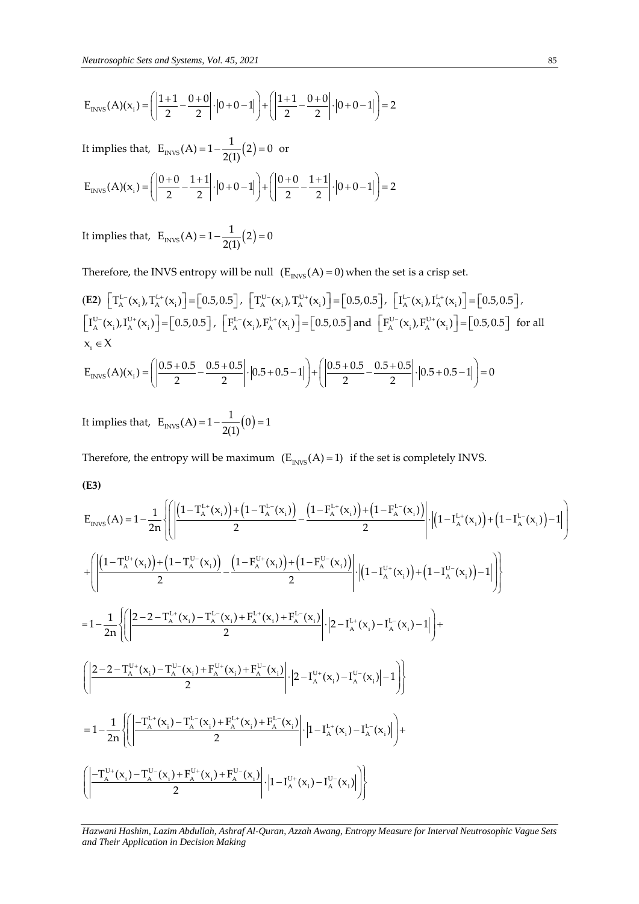$$E_{INVS}(A)(x_i)=\left(\left|\frac{1+1}{2}-\frac{0+0}{2}\right|\cdot\left|0+0-1\right|\right)+\left(\left|\frac{1+1}{2}-\frac{0+0}{2}\right|\cdot\left|0+0-1\right|\right)=2$$

It implies that, $E_{INVS}(A)=1-\frac{1}{2(1)}(2)=0$ or

$$E_{INVS}(A)(x_i)=\left(\left|\frac{0+0}{2}-\frac{1+1}{2}\right|\cdot\left|0+0-1\right|\right)+\left(\left|\frac{0+0}{2}-\frac{1+1}{2}\right|\cdot\left|0+0-1\right|\right)=2$$

It implies that, $E_{INVS}(A)=1-\frac{1}{2(1)}(2)=0$

Therefore, the INVS entropy will be null $(E_{INVS}(A)=0)$ when the set is a crisp set.

(**E2**) $\left[T_A^{L-}(x_i),T_A^{L+}(x_i)\right]=\left[0.5,0.5\right]$, $\left[T_A^{U-}(x_i),T_A^{U+}(x_i)\right]=\left[0.5,0.5\right]$, $\left[I_A^{L-}(x_i),I_A^{L+}(x_i)\right]=\left[0.5,0.5\right]$, $\left[I_A^{U-}(x_i),I_A^{U+}(x_i)\right]=\left[0.5,0.5\right]$, $\left[F_A^{L-}(x_i),F_A^{L+}(x_i)\right]=\left[0.5,0.5\right]$ and $\left[F_A^{U-}(x_i),F_A^{U+}(x_i)\right]=\left[0.5,0.5\right]$ for all $x_i\in X$

$$E_{INVS}(A)(x_i)=\left(\left|\frac{0.5+0.5}{2}-\frac{0.5+0.5}{2}\right|\cdot\left|0.5+0.5-1\right|\right)+\left(\left|\frac{0.5+0.5}{2}-\frac{0.5+0.5}{2}\right|\cdot\left|0.5+0.5-1\right|\right)=0$$

It implies that, $E_{INVS}(A)=1-\frac{1}{2(1)}(0)=1$

Therefore, the entropy will be maximum $(E_{INVS}(A)=1)$ if the set is completely INVS.

**(E3)**

$$E_{INVS}(A)=1-\frac{1}{2n}\left\{\left(\left|\frac{\left(1-T_A^{L+}(x_i)\right)+\left(1-T_A^{L-}(x_i)\right)}{2}-\frac{\left(1-F_A^{L+}(x_i)\right)+\left(1-F_A^{L-}(x_i)\right)}{2}\right|\cdot\left|\left(1-I_A^{L+}(x_i)\right)+\left(1-I_A^{L-}(x_i)\right)-1\right|\right)\right.$$

$$\left.+\left(\left|\frac{\left(1-T_A^{U+}(x_i)\right)+\left(1-T_A^{U-}(x_i)\right)}{2}-\frac{\left(1-F_A^{U+}(x_i)\right)+\left(1-F_A^{U-}(x_i)\right)}{2}\right|\cdot\left|\left(1-I_A^{U+}(x_i)\right)+\left(1-I_A^{U-}(x_i)\right)-1\right|\right)\right\}$$

$$=1-\frac{1}{2n}\left\{\left(\left|\frac{2-2-T_A^{L+}(x_i)-T_A^{L-}(x_i)+F_A^{L+}(x_i)+F_A^{L-}(x_i)}{2}\right|\cdot\left|2-I_A^{L+}(x_i)-I_A^{L-}(x_i)-1\right|\right)+\right.$$

$$\left.\left(\left|\frac{2-2-T_A^{U+}(x_i)-T_A^{U-}(x_i)+F_A^{U+}(x_i)+F_A^{U-}(x_i)}{2}\right|\cdot\left|2-I_A^{U+}(x_i)-I_A^{U-}(x_i)\right|-1\right)\right\}$$

$$=1-\frac{1}{2n}\left\{\left(\left|\frac{-T_A^{L+}(x_i)-T_A^{L-}(x_i)+F_A^{L+}(x_i)+F_A^{L-}(x_i)}{2}\right|\cdot\left|1-I_A^{L+}(x_i)-I_A^{L-}(x_i)\right|\right)+\right.$$

$$\left.\left(\left|\frac{-T_A^{U+}(x_i)-T_A^{U-}(x_i)+F_A^{U+}(x_i)+F_A^{U-}(x_i)}{2}\right|\cdot\left|1-I_A^{U+}(x_i)-I_A^{U-}(x_i)\right|\right)\right\}$$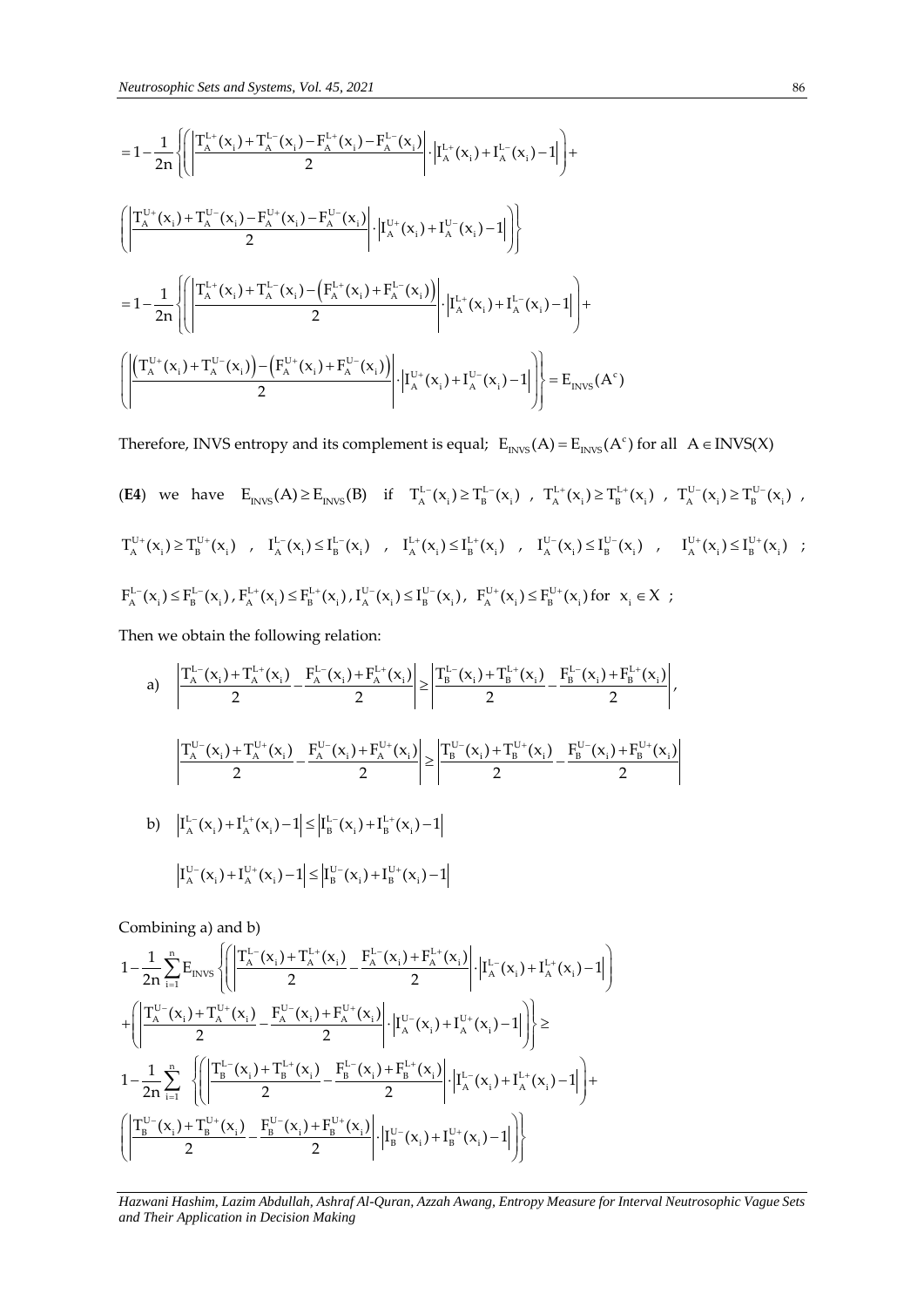$$= 1 - \frac{1}{2n}\left\{\left(\left|\frac{T_A^{L+}(x_i) + T_A^{L-}(x_i) - F_A^{L+}(x_i) - F_A^{L-}(x_i)}{2}\right| \cdot \left|I_A^{L+}(x_i) + I_A^{L-}(x_i) - 1\right|\right) + \right.$$

$$\left.\left(\left|\frac{T_A^{U+}(x_i) + T_A^{U-}(x_i) - F_A^{U+}(x_i) - F_A^{U-}(x_i)}{2}\right| \cdot \left|I_A^{U+}(x_i) + I_A^{U-}(x_i) - 1\right|\right)\right\}$$

$$= 1 - \frac{1}{2n}\left\{\left(\left|\frac{T_A^{L+}(x_i) + T_A^{L-}(x_i) - \left(F_A^{L+}(x_i) + F_A^{L-}(x_i)\right)}{2}\right| \cdot \left|I_A^{L+}(x_i) + I_A^{L-}(x_i) - 1\right|\right) + \right.$$

$$\left.\left(\left|\frac{\left(T_A^{U+}(x_i) + T_A^{U-}(x_i)\right) - \left(F_A^{U+}(x_i) + F_A^{U-}(x_i)\right)}{2}\right| \cdot \left|I_A^{U+}(x_i) + I_A^{U-}(x_i) - 1\right|\right)\right\} = E_{INVS}(A^c)$$

Therefore, INVS entropy and its complement is equal; $E_{INVS}(A) = E_{INVS}(A^c)$ for all $A \in INVS(X)$

(**E4**) we have $E_{INVS}(A) \geq E_{INVS}(B)$ if $T_A^{L-}(x_i) \geq T_B^{L-}(x_i)$ , $T_A^{L+}(x_i) \geq T_B^{L+}(x_i)$ , $T_A^{U-}(x_i) \geq T_B^{U-}(x_i)$ , $T_A^{U+}(x_i) \geq T_B^{U+}(x_i)$ , $I_A^{L-}(x_i) \leq I_B^{L-}(x_i)$ , $I_A^{L+}(x_i) \leq I_B^{L+}(x_i)$ , $I_A^{U-}(x_i) \leq I_B^{U-}(x_i)$ , $I_A^{U+}(x_i) \leq I_B^{U+}(x_i)$ ; $F_A^{L-}(x_i) \leq F_B^{L-}(x_i)$, $F_A^{L+}(x_i) \leq F_B^{L+}(x_i)$, $I_A^{U-}(x_i) \leq I_B^{U-}(x_i)$, $F_A^{U+}(x_i) \leq F_B^{U+}(x_i)$ for $x_i \in X$ ;

Then we obtain the following relation:

a) $$\left|\frac{T_A^{L-}(x_i) + T_A^{L+}(x_i)}{2} - \frac{F_A^{L-}(x_i) + F_A^{L+}(x_i)}{2}\right| \geq \left|\frac{T_B^{L-}(x_i) + T_B^{L+}(x_i)}{2} - \frac{F_B^{L-}(x_i) + F_B^{L+}(x_i)}{2}\right|,$$

$$\left|\frac{T_A^{U-}(x_i) + T_A^{U+}(x_i)}{2} - \frac{F_A^{U-}(x_i) + F_A^{U+}(x_i)}{2}\right| \geq \left|\frac{T_B^{U-}(x_i) + T_B^{U+}(x_i)}{2} - \frac{F_B^{U-}(x_i) + F_B^{U+}(x_i)}{2}\right|$$

b) $$\left|I_A^{L-}(x_i) + I_A^{L+}(x_i) - 1\right| \leq \left|I_B^{L-}(x_i) + I_B^{L+}(x_i) - 1\right|$$

$$\left|I_A^{U-}(x_i) + I_A^{U+}(x_i) - 1\right| \leq \left|I_B^{U-}(x_i) + I_B^{U+}(x_i) - 1\right|$$

Combining a) and b)

$$1 - \frac{1}{2n}\sum_{i=1}^{n} E_{INVS}\left\{\left(\left|\frac{T_A^{L-}(x_i) + T_A^{L+}(x_i)}{2} - \frac{F_A^{L-}(x_i) + F_A^{L+}(x_i)}{2}\right| \cdot \left|I_A^{L-}(x_i) + I_A^{L+}(x_i) - 1\right|\right)\right.$$

$$\left. + \left(\left|\frac{T_A^{U-}(x_i) + T_A^{U+}(x_i)}{2} - \frac{F_A^{U-}(x_i) + F_A^{U+}(x_i)}{2}\right| \cdot \left|I_A^{U-}(x_i) + I_A^{U+}(x_i) - 1\right|\right)\right\} \geq$$

$$1 - \frac{1}{2n}\sum_{i=1}^{n}\left\{\left(\left|\frac{T_B^{L-}(x_i) + T_B^{L+}(x_i)}{2} - \frac{F_B^{L-}(x_i) + F_B^{L+}(x_i)}{2}\right| \cdot \left|I_A^{L-}(x_i) + I_A^{L+}(x_i) - 1\right|\right) + \right.$$

$$\left.\left(\left|\frac{T_B^{U-}(x_i) + T_B^{U+}(x_i)}{2} - \frac{F_B^{U-}(x_i) + F_B^{U+}(x_i)}{2}\right| \cdot \left|I_B^{U-}(x_i) + I_B^{U+}(x_i) - 1\right|\right)\right\}$$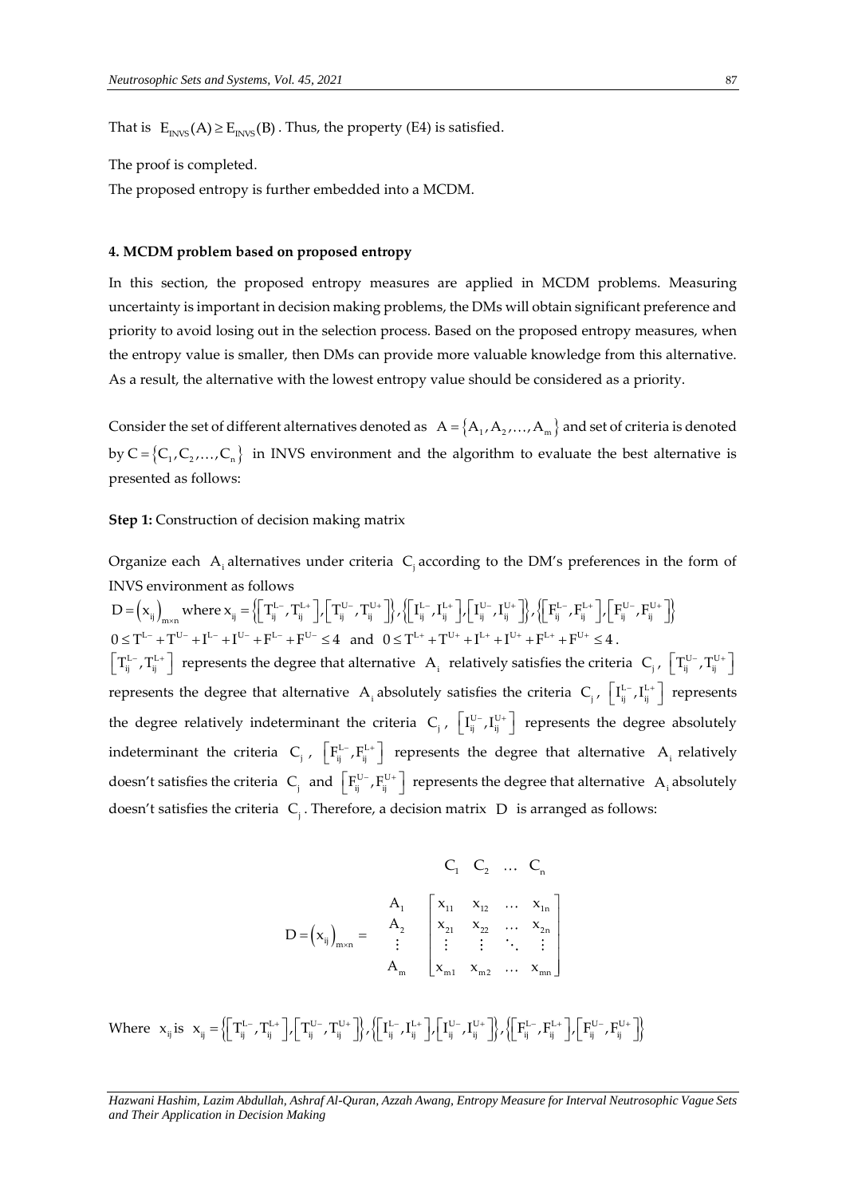That is $E_{INVS}(A) \geq E_{INVS}(B)$. Thus, the property (E4) is satisfied.

The proof is completed.

The proposed entropy is further embedded into a MCDM.

## 4. MCDM problem based on proposed entropy

In this section, the proposed entropy measures are applied in MCDM problems. Measuring uncertainty is important in decision making problems, the DMs will obtain significant preference and priority to avoid losing out in the selection process. Based on the proposed entropy measures, when the entropy value is smaller, then DMs can provide more valuable knowledge from this alternative. As a result, the alternative with the lowest entropy value should be considered as a priority.

Consider the set of different alternatives denoted as $A = \{A_1, A_2, \ldots, A_m\}$ and set of criteria is denoted by $C = \{C_1, C_2, \ldots, C_n\}$ in INVS environment and the algorithm to evaluate the best alternative is presented as follows:

**Step 1:** Construction of decision making matrix

Organize each $A_i$ alternatives under criteria $C_j$ according to the DM's preferences in the form of INVS environment as follows

$D = \left(x_{ij}\right)_{m \times n}$ where $x_{ij} = \left\{\left[T_{ij}^{L-}, T_{ij}^{L+}\right], \left[T_{ij}^{U-}, T_{ij}^{U+}\right]\right\}, \left\{\left[I_{ij}^{L-}, I_{ij}^{L+}\right], \left[I_{ij}^{U-}, I_{ij}^{U+}\right]\right\}, \left\{\left[F_{ij}^{L-}, F_{ij}^{L+}\right], \left[F_{ij}^{U-}, F_{ij}^{U+}\right]\right\}$

$0 \leq T^{L-} + T^{U-} + I^{L-} + I^{U-} + F^{L-} + F^{U-} \leq 4$ and $0 \leq T^{L+} + T^{U+} + I^{L+} + I^{U+} + F^{L+} + F^{U+} \leq 4$.

$\left[T_{ij}^{L-}, T_{ij}^{L+}\right]$ represents the degree that alternative $A_i$ relatively satisfies the criteria $C_j$, $\left[T_{ij}^{U-}, T_{ij}^{U+}\right]$ represents the degree that alternative $A_i$ absolutely satisfies the criteria $C_j$, $\left[I_{ij}^{L-}, I_{ij}^{L+}\right]$ represents the degree relatively indeterminant the criteria $C_j$, $\left[I_{ij}^{U-}, I_{ij}^{U+}\right]$ represents the degree absolutely indeterminant the criteria $C_j$, $\left[F_{ij}^{L-}, F_{ij}^{L+}\right]$ represents the degree that alternative $A_i$ relatively doesn't satisfies the criteria $C_j$ and $\left[F_{ij}^{U-}, F_{ij}^{U+}\right]$ represents the degree that alternative $A_i$ absolutely doesn't satisfies the criteria $C_j$. Therefore, a decision matrix $D$ is arranged as follows:

$$
D = \left(x_{ij}\right)_{m \times n} = \begin{array}{c} \\ A_1 \\ A_2 \\ \vdots \\ A_m \end{array} \begin{array}{c} \begin{array}{cccc} C_1 & C_2 & \ldots & C_n \end{array} \\ \begin{bmatrix} x_{11} & x_{12} & \ldots & x_{1n} \\ x_{21} & x_{22} & \ldots & x_{2n} \\ \vdots & \vdots & \ddots & \vdots \\ x_{m1} & x_{m2} & \ldots & x_{mn} \end{bmatrix} \end{array}
$$

Where $x_{ij}$ is $x_{ij} = \left\{\left[T_{ij}^{L-}, T_{ij}^{L+}\right], \left[T_{ij}^{U-}, T_{ij}^{U+}\right]\right\}, \left\{\left[I_{ij}^{L-}, I_{ij}^{L+}\right], \left[I_{ij}^{U-}, I_{ij}^{U+}\right]\right\}, \left\{\left[F_{ij}^{L-}, F_{ij}^{L+}\right], \left[F_{ij}^{U-}, F_{ij}^{U+}\right]\right\}$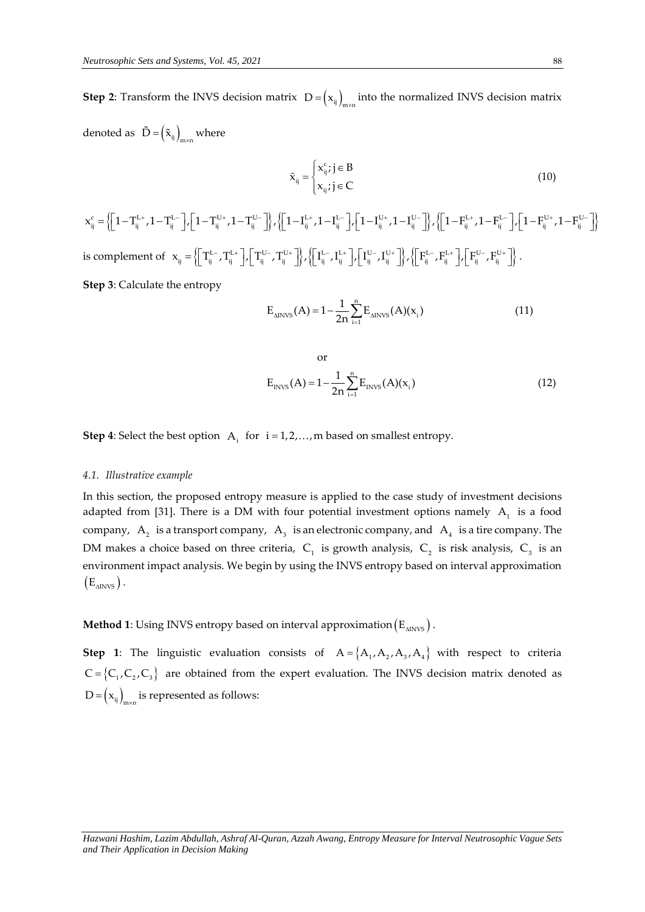**Step 2**: Transform the INVS decision matrix $D=\left(x_{ij}\right)_{m\times n}$ into the normalized INVS decision matrix denoted as $\tilde{D}=\left(\tilde{x}_{ij}\right)_{m\times n}$ where

$$\tilde{x}_{ij}=\begin{cases} x_{ij}^{c}; j\in B \\ x_{ij}; j\in C \end{cases} \tag{10}$$

$$x_{ij}^{c}=\left\{\left[1-T_{ij}^{L+},1-T_{ij}^{L-}\right],\left[1-T_{ij}^{U+},1-T_{ij}^{U-}\right]\right\},\left\{\left[1-I_{ij}^{L+},1-I_{ij}^{L-}\right],\left[1-I_{ij}^{U+},1-I_{ij}^{U-}\right]\right\},\left\{\left[1-F_{ij}^{L+},1-F_{ij}^{L-}\right],\left[1-F_{ij}^{U+},1-F_{ij}^{U-}\right]\right\}$$

is complement of $x_{ij}=\left\{\left[T_{ij}^{L-},T_{ij}^{L+}\right],\left[T_{ij}^{U-},T_{ij}^{U+}\right]\right\},\left\{\left[I_{ij}^{L-},I_{ij}^{L+}\right],\left[I_{ij}^{U-},I_{ij}^{U+}\right]\right\},\left\{\left[F_{ij}^{L-},F_{ij}^{L+}\right],\left[F_{ij}^{U-},F_{ij}^{U+}\right]\right\}$.

**Step 3**: Calculate the entropy

$$E_{\Delta INVS}(A)=1-\frac{1}{2n}\sum_{i=1}^{n}E_{\Delta INVS}(A)(x_i) \tag{11}$$

or

$$E_{INVS}(A)=1-\frac{1}{2n}\sum_{i=1}^{n}E_{INVS}(A)(x_i) \tag{12}$$

**Step 4**: Select the best option $A_i$ for $i=1,2,\ldots,m$ based on smallest entropy.

### 4.1. Illustrative example

In this section, the proposed entropy measure is applied to the case study of investment decisions adapted from [31]. There is a DM with four potential investment options namely $A_1$ is a food company, $A_2$ is a transport company, $A_3$ is an electronic company, and $A_4$ is a tire company. The DM makes a choice based on three criteria, $C_1$ is growth analysis, $C_2$ is risk analysis, $C_3$ is an environment impact analysis. We begin by using the INVS entropy based on interval approximation $\left(E_{\Delta INVS}\right)$.

**Method 1**: Using INVS entropy based on interval approximation $\left(E_{\Delta INVS}\right)$.

**Step 1**: The linguistic evaluation consists of $A=\left\{A_1,A_2,A_3,A_4\right\}$ with respect to criteria $C=\left\{C_1,C_2,C_3\right\}$ are obtained from the expert evaluation. The INVS decision matrix denoted as $D=\left(x_{ij}\right)_{m\times n}$ is represented as follows: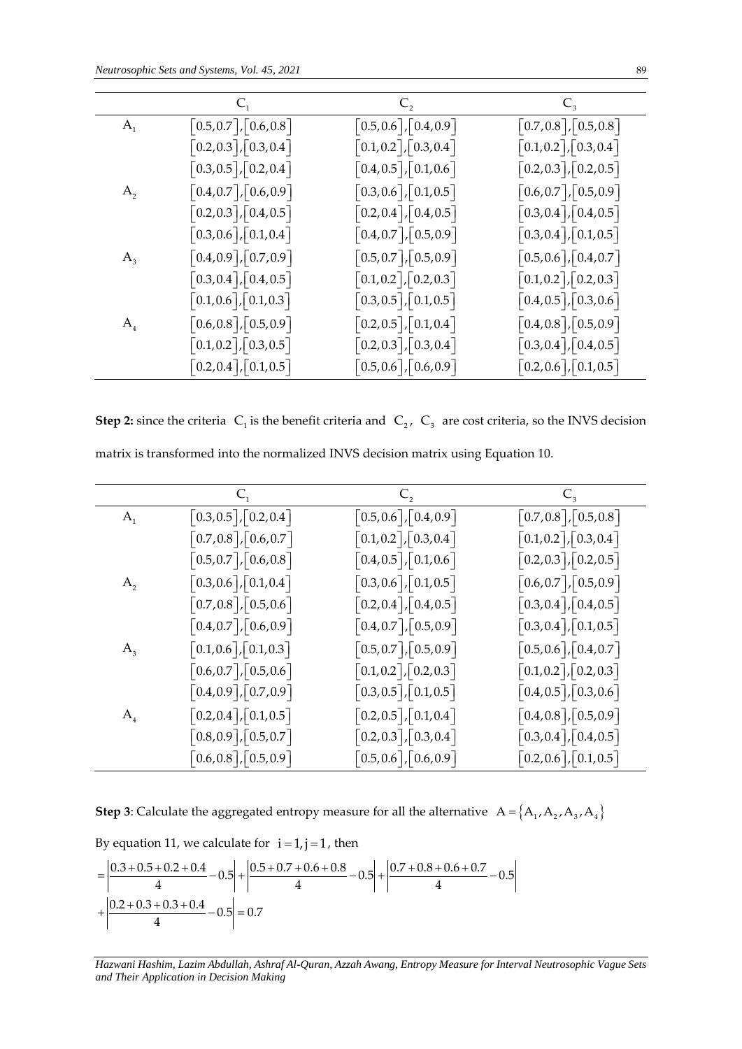|  | $C_1$ | $C_2$ | $C_3$ |
|---|---|---|---|
| $A_1$ | $[0.5,0.7],[0.6,0.8]$ | $[0.5,0.6],[0.4,0.9]$ | $[0.7,0.8],[0.5,0.8]$ |
|  | $[0.2,0.3],[0.3,0.4]$ | $[0.1,0.2],[0.3,0.4]$ | $[0.1,0.2],[0.3,0.4]$ |
|  | $[0.3,0.5],[0.2,0.4]$ | $[0.4,0.5],[0.1,0.6]$ | $[0.2,0.3],[0.2,0.5]$ |
| $A_2$ | $[0.4,0.7],[0.6,0.9]$ | $[0.3,0.6],[0.1,0.5]$ | $[0.6,0.7],[0.5,0.9]$ |
|  | $[0.2,0.3],[0.4,0.5]$ | $[0.2,0.4],[0.4,0.5]$ | $[0.3,0.4],[0.4,0.5]$ |
|  | $[0.3,0.6],[0.1,0.4]$ | $[0.4,0.7],[0.5,0.9]$ | $[0.3,0.4],[0.1,0.5]$ |
| $A_3$ | $[0.4,0.9],[0.7,0.9]$ | $[0.5,0.7],[0.5,0.9]$ | $[0.5,0.6],[0.4,0.7]$ |
|  | $[0.3,0.4],[0.4,0.5]$ | $[0.1,0.2],[0.2,0.3]$ | $[0.1,0.2],[0.2,0.3]$ |
|  | $[0.1,0.6],[0.1,0.3]$ | $[0.3,0.5],[0.1,0.5]$ | $[0.4,0.5],[0.3,0.6]$ |
| $A_4$ | $[0.6,0.8],[0.5,0.9]$ | $[0.2,0.5],[0.1,0.4]$ | $[0.4,0.8],[0.5,0.9]$ |
|  | $[0.1,0.2],[0.3,0.5]$ | $[0.2,0.3],[0.3,0.4]$ | $[0.3,0.4],[0.4,0.5]$ |
|  | $[0.2,0.4],[0.1,0.5]$ | $[0.5,0.6],[0.6,0.9]$ | $[0.2,0.6],[0.1,0.5]$ |

**Step 2:** since the criteria $C_1$ is the benefit criteria and $C_2$, $C_3$ are cost criteria, so the INVS decision matrix is transformed into the normalized INVS decision matrix using Equation 10.

|  | $C_1$ | $C_2$ | $C_3$ |
|---|---|---|---|
| $A_1$ | $[0.3,0.5],[0.2,0.4]$ | $[0.5,0.6],[0.4,0.9]$ | $[0.7,0.8],[0.5,0.8]$ |
|  | $[0.7,0.8],[0.6,0.7]$ | $[0.1,0.2],[0.3,0.4]$ | $[0.1,0.2],[0.3,0.4]$ |
|  | $[0.5,0.7],[0.6,0.8]$ | $[0.4,0.5],[0.1,0.6]$ | $[0.2,0.3],[0.2,0.5]$ |
| $A_2$ | $[0.3,0.6],[0.1,0.4]$ | $[0.3,0.6],[0.1,0.5]$ | $[0.6,0.7],[0.5,0.9]$ |
|  | $[0.7,0.8],[0.5,0.6]$ | $[0.2,0.4],[0.4,0.5]$ | $[0.3,0.4],[0.4,0.5]$ |
|  | $[0.4,0.7],[0.6,0.9]$ | $[0.4,0.7],[0.5,0.9]$ | $[0.3,0.4],[0.1,0.5]$ |
| $A_3$ | $[0.1,0.6],[0.1,0.3]$ | $[0.5,0.7],[0.5,0.9]$ | $[0.5,0.6],[0.4,0.7]$ |
|  | $[0.6,0.7],[0.5,0.6]$ | $[0.1,0.2],[0.2,0.3]$ | $[0.1,0.2],[0.2,0.3]$ |
|  | $[0.4,0.9],[0.7,0.9]$ | $[0.3,0.5],[0.1,0.5]$ | $[0.4,0.5],[0.3,0.6]$ |
| $A_4$ | $[0.2,0.4],[0.1,0.5]$ | $[0.2,0.5],[0.1,0.4]$ | $[0.4,0.8],[0.5,0.9]$ |
|  | $[0.8,0.9],[0.5,0.7]$ | $[0.2,0.3],[0.3,0.4]$ | $[0.3,0.4],[0.4,0.5]$ |
|  | $[0.6,0.8],[0.5,0.9]$ | $[0.5,0.6],[0.6,0.9]$ | $[0.2,0.6],[0.1,0.5]$ |

**Step 3**: Calculate the aggregated entropy measure for all the alternative $A = \{A_1, A_2, A_3, A_4\}$

By equation 11, we calculate for $i = 1, j = 1$, then

$$= \left|\frac{0.3+0.5+0.2+0.4}{4} - 0.5\right| + \left|\frac{0.5+0.7+0.6+0.8}{4} - 0.5\right| + \left|\frac{0.7+0.8+0.6+0.7}{4} - 0.5\right| + \left|\frac{0.2+0.3+0.3+0.4}{4} - 0.5\right| = 0.7$$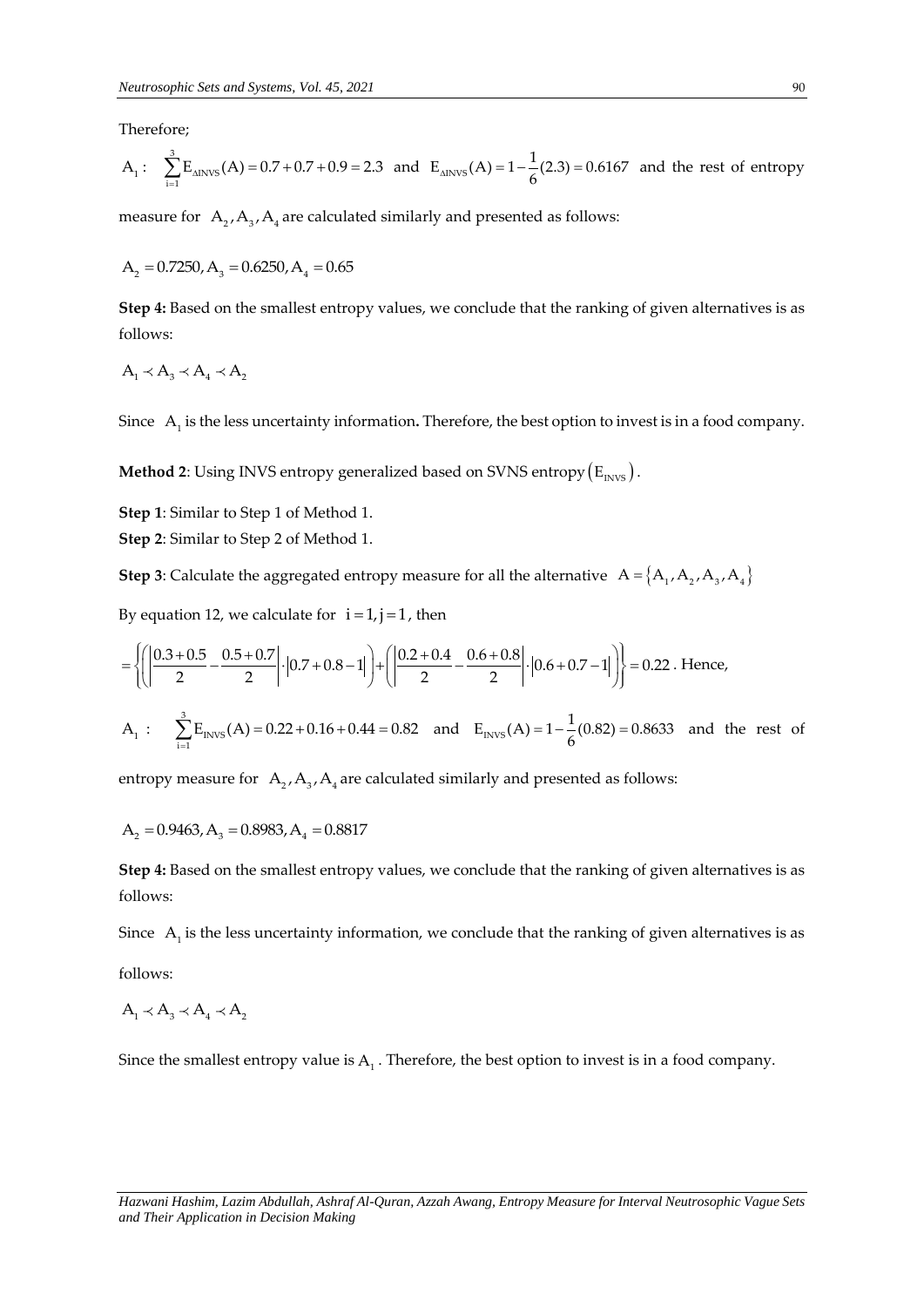Therefore;

$A_1: \quad \sum_{i=1}^{3} E_{\Delta INVS}(A) = 0.7 + 0.7 + 0.9 = 2.3$ and $E_{\Delta INVS}(A) = 1 - \frac{1}{6}(2.3) = 0.6167$ and the rest of entropy measure for $A_2, A_3, A_4$ are calculated similarly and presented as follows:

$$A_2 = 0.7250, A_3 = 0.6250, A_4 = 0.65$$

**Step 4:** Based on the smallest entropy values, we conclude that the ranking of given alternatives is as follows:

$$A_1 \prec A_3 \prec A_4 \prec A_2$$

Since $A_1$ is the less uncertainty information**.** Therefore, the best option to invest is in a food company.

**Method 2**: Using INVS entropy generalized based on SVNS entropy $(E_{INVS})$.

**Step 1**: Similar to Step 1 of Method 1.

**Step 2**: Similar to Step 2 of Method 1.

**Step 3**: Calculate the aggregated entropy measure for all the alternative $A = \{A_1, A_2, A_3, A_4\}$

By equation 12, we calculate for $i = 1, j = 1$, then

$$= \left\{ \left( \left| \frac{0.3+0.5}{2} - \frac{0.5+0.7}{2} \right| \cdot |0.7+0.8-1| \right) + \left( \left| \frac{0.2+0.4}{2} - \frac{0.6+0.8}{2} \right| \cdot |0.6+0.7-1| \right) \right\} = 0.22 \text{. Hence,}$$

$A_1: \quad \sum_{i=1}^{3} E_{INVS}(A) = 0.22 + 0.16 + 0.44 = 0.82$ and $E_{INVS}(A) = 1 - \frac{1}{6}(0.82) = 0.8633$ and the rest of entropy measure for $A_2, A_3, A_4$ are calculated similarly and presented as follows:

$$A_2 = 0.9463, A_3 = 0.8983, A_4 = 0.8817$$

**Step 4:** Based on the smallest entropy values, we conclude that the ranking of given alternatives is as follows:

Since $A_1$ is the less uncertainty information, we conclude that the ranking of given alternatives is as follows:

$$A_1 \prec A_3 \prec A_4 \prec A_2$$

Since the smallest entropy value is $A_1$. Therefore, the best option to invest is in a food company.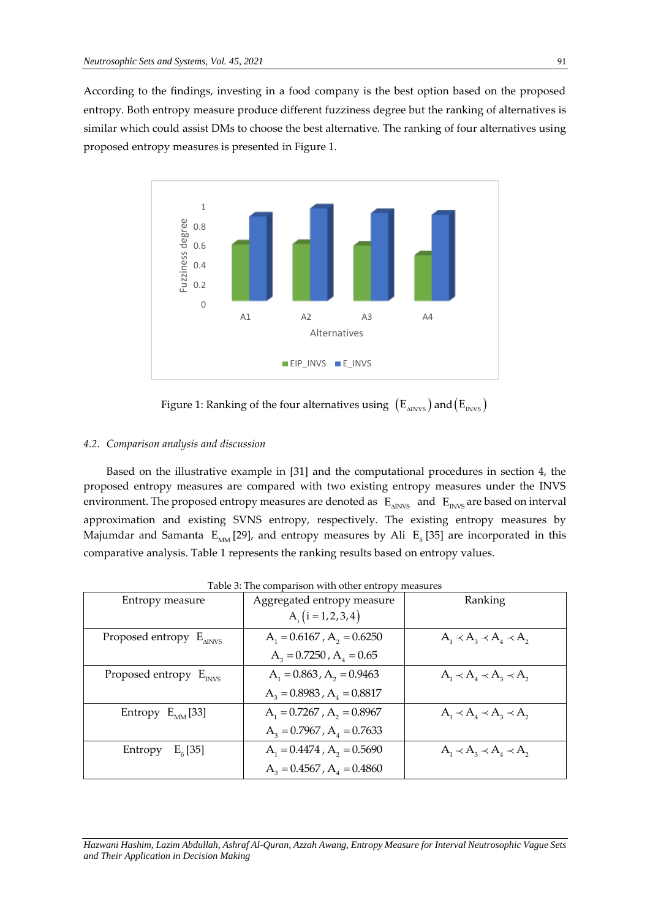According to the findings, investing in a food company is the best option based on the proposed entropy. Both entropy measure produce different fuzziness degree but the ranking of alternatives is similar which could assist DMs to choose the best alternative. The ranking of four alternatives using proposed entropy measures is presented in Figure 1.

Figure 1: Ranking of the four alternatives using $\left(E_{\Delta INVS}\right)$ and $\left(E_{INVS}\right)$

### 4.2. Comparison analysis and discussion

Based on the illustrative example in [31] and the computational procedures in section 4, the proposed entropy measures are compared with two existing entropy measures under the INVS environment. The proposed entropy measures are denoted as $E_{\Delta INVS}$ and $E_{INVS}$ are based on interval approximation and existing SVNS entropy, respectively. The existing entropy measures by Majumdar and Samanta $E_{MM}$ [29], and entropy measures by Ali $E_{\delta}$ [35] are incorporated in this comparative analysis. Table 1 represents the ranking results based on entropy values.

Table 3: The comparison with other entropy measures

| Entropy measure | Aggregated entropy measure $A_i\left(i=1,2,3,4\right)$ | Ranking |
|---|---|---|
| Proposed entropy $E_{\Delta INVS}$ | $A_1=0.6167$, $A_2=0.6250$ $A_3=0.7250$, $A_4=0.65$ | $A_1 \prec A_3 \prec A_4 \prec A_2$ |
| Proposed entropy $E_{INVS}$ | $A_1=0.863$, $A_2=0.9463$ $A_3=0.8983$, $A_4=0.8817$ | $A_1 \prec A_4 \prec A_3 \prec A_2$ |
| Entropy $E_{MM}$ [33] | $A_1=0.7267$, $A_2=0.8967$ $A_3=0.7967$, $A_4=0.7633$ | $A_1 \prec A_4 \prec A_3 \prec A_2$ |
| Entropy $E_{\delta}$ [35] | $A_1=0.4474$, $A_2=0.5690$ $A_3=0.4567$, $A_4=0.4860$ | $A_1 \prec A_3 \prec A_4 \prec A_2$ |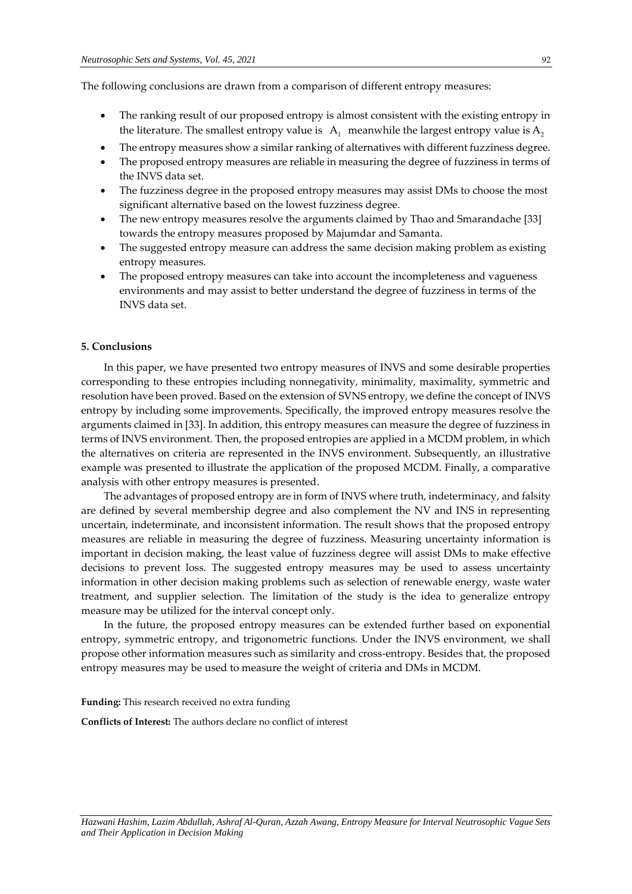The following conclusions are drawn from a comparison of different entropy measures:

- The ranking result of our proposed entropy is almost consistent with the existing entropy in the literature. The smallest entropy value is $A_1$ meanwhile the largest entropy value is $A_2$
- The entropy measures show a similar ranking of alternatives with different fuzziness degree.
- The proposed entropy measures are reliable in measuring the degree of fuzziness in terms of the INVS data set.
- The fuzziness degree in the proposed entropy measures may assist DMs to choose the most significant alternative based on the lowest fuzziness degree.
- The new entropy measures resolve the arguments claimed by Thao and Smarandache [33] towards the entropy measures proposed by Majumdar and Samanta.
- The suggested entropy measure can address the same decision making problem as existing entropy measures.
- The proposed entropy measures can take into account the incompleteness and vagueness environments and may assist to better understand the degree of fuzziness in terms of the INVS data set.

## 5. Conclusions

In this paper, we have presented two entropy measures of INVS and some desirable properties corresponding to these entropies including nonnegativity, minimality, maximality, symmetric and resolution have been proved. Based on the extension of SVNS entropy, we define the concept of INVS entropy by including some improvements. Specifically, the improved entropy measures resolve the arguments claimed in [33]. In addition, this entropy measures can measure the degree of fuzziness in terms of INVS environment. Then, the proposed entropies are applied in a MCDM problem, in which the alternatives on criteria are represented in the INVS environment. Subsequently, an illustrative example was presented to illustrate the application of the proposed MCDM. Finally, a comparative analysis with other entropy measures is presented.

The advantages of proposed entropy are in form of INVS where truth, indeterminacy, and falsity are defined by several membership degree and also complement the NV and INS in representing uncertain, indeterminate, and inconsistent information. The result shows that the proposed entropy measures are reliable in measuring the degree of fuzziness. Measuring uncertainty information is important in decision making, the least value of fuzziness degree will assist DMs to make effective decisions to prevent loss. The suggested entropy measures may be used to assess uncertainty information in other decision making problems such as selection of renewable energy, waste water treatment, and supplier selection. The limitation of the study is the idea to generalize entropy measure may be utilized for the interval concept only.

In the future, the proposed entropy measures can be extended further based on exponential entropy, symmetric entropy, and trigonometric functions. Under the INVS environment, we shall propose other information measures such as similarity and cross-entropy. Besides that, the proposed entropy measures may be used to measure the weight of criteria and DMs in MCDM.

**Funding:** This research received no extra funding

**Conflicts of Interest:** The authors declare no conflict of interest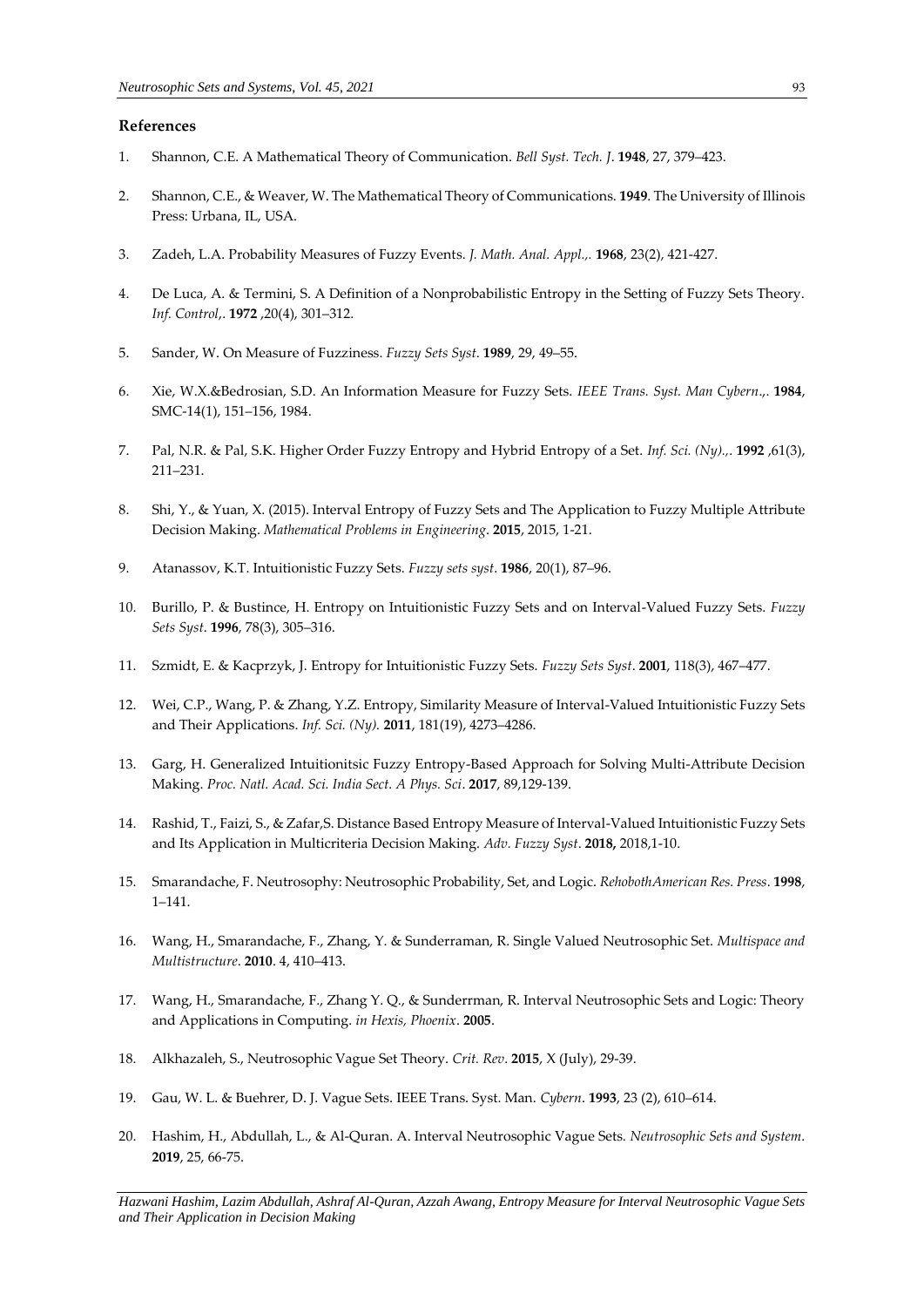## References

1. Shannon, C.E. A Mathematical Theory of Communication. *Bell Syst. Tech. J*. **1948**, 27, 379–423.
2. Shannon, C.E., & Weaver, W. The Mathematical Theory of Communications. **1949**. The University of Illinois Press: Urbana, IL, USA.
3. Zadeh, L.A. Probability Measures of Fuzzy Events. *J. Math. Anal. Appl.,*. **1968**, 23(2), 421-427.
4. De Luca, A. & Termini, S. A Definition of a Nonprobabilistic Entropy in the Setting of Fuzzy Sets Theory. *Inf. Control,*. **1972** ,20(4), 301–312.
5. Sander, W. On Measure of Fuzziness. *Fuzzy Sets Syst*. **1989**, 29, 49–55.
6. Xie, W.X.&Bedrosian, S.D. An Information Measure for Fuzzy Sets. *IEEE Trans. Syst. Man Cybern.,*. **1984**, SMC-14(1), 151–156, 1984.
7. Pal, N.R. & Pal, S.K. Higher Order Fuzzy Entropy and Hybrid Entropy of a Set. *Inf. Sci. (Ny).,*. **1992** ,61(3), 211–231.
8. Shi, Y., & Yuan, X. (2015). Interval Entropy of Fuzzy Sets and The Application to Fuzzy Multiple Attribute Decision Making. *Mathematical Problems in Engineering*. **2015**, 2015, 1-21.
9. Atanassov, K.T. Intuitionistic Fuzzy Sets. *Fuzzy sets syst*. **1986**, 20(1), 87–96.
10. Burillo, P. & Bustince, H. Entropy on Intuitionistic Fuzzy Sets and on Interval-Valued Fuzzy Sets. *Fuzzy Sets Syst*. **1996**, 78(3), 305–316.
11. Szmidt, E. & Kacprzyk, J. Entropy for Intuitionistic Fuzzy Sets. *Fuzzy Sets Syst*. **2001**, 118(3), 467–477.
12. Wei, C.P., Wang, P. & Zhang, Y.Z. Entropy, Similarity Measure of Interval-Valued Intuitionistic Fuzzy Sets and Their Applications. *Inf. Sci. (Ny)*. **2011**, 181(19), 4273–4286.
13. Garg, H. Generalized Intuitionitsic Fuzzy Entropy-Based Approach for Solving Multi-Attribute Decision Making. *Proc. Natl. Acad. Sci. India Sect. A Phys. Sci*. **2017**, 89,129-139.
14. Rashid, T., Faizi, S., & Zafar,S. Distance Based Entropy Measure of Interval-Valued Intuitionistic Fuzzy Sets and Its Application in Multicriteria Decision Making. *Adv. Fuzzy Syst*. **2018,** 2018,1-10.
15. Smarandache, F. Neutrosophy: Neutrosophic Probability, Set, and Logic. *RehobothAmerican Res. Press*. **1998**, 1–141.
16. Wang, H., Smarandache, F., Zhang, Y. & Sunderraman, R. Single Valued Neutrosophic Set. *Multispace and Multistructure*. **2010**. 4, 410–413.
17. Wang, H., Smarandache, F., Zhang Y. Q., & Sunderrman, R. Interval Neutrosophic Sets and Logic: Theory and Applications in Computing. *in Hexis, Phoenix*. **2005**.
18. Alkhazaleh, S., Neutrosophic Vague Set Theory. *Crit. Rev*. **2015**, X (July), 29-39.
19. Gau, W. L. & Buehrer, D. J. Vague Sets. IEEE Trans. Syst. Man. *Cybern*. **1993**, 23 (2), 610–614.
20. Hashim, H., Abdullah, L., & Al-Quran. A. Interval Neutrosophic Vague Sets. *Neutrosophic Sets and System*. **2019**, 25, 66-75.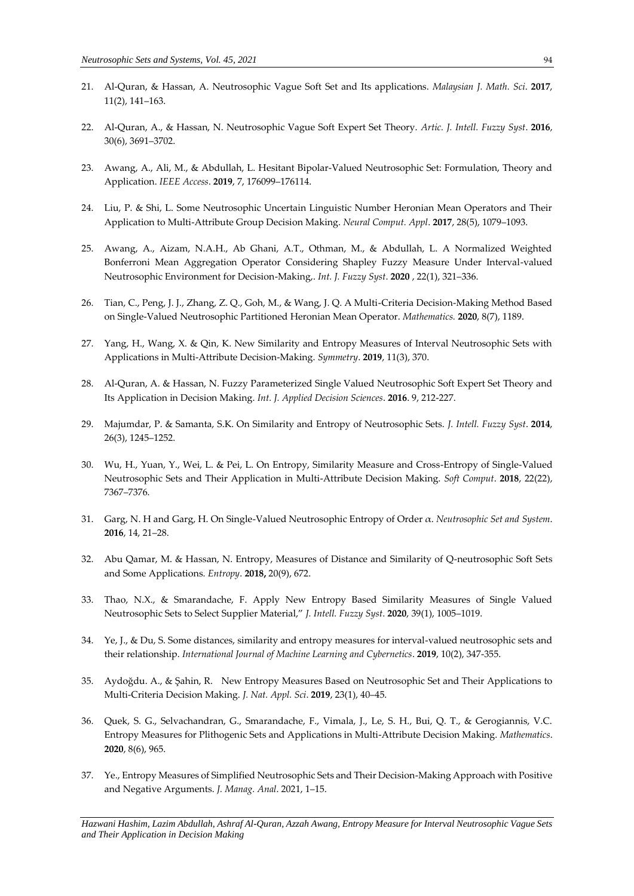21. Al-Quran, & Hassan, A. Neutrosophic Vague Soft Set and Its applications. *Malaysian J. Math. Sci*. **2017**, 11(2), 141–163.

22. Al-Quran, A., & Hassan, N. Neutrosophic Vague Soft Expert Set Theory. *Artic. J. Intell. Fuzzy Syst*. **2016**, 30(6), 3691–3702.

23. Awang, A., Ali, M., & Abdullah, L. Hesitant Bipolar-Valued Neutrosophic Set: Formulation, Theory and Application. *IEEE Access*. **2019**, 7, 176099–176114.

24. Liu, P. & Shi, L. Some Neutrosophic Uncertain Linguistic Number Heronian Mean Operators and Their Application to Multi-Attribute Group Decision Making. *Neural Comput. Appl*. **2017**, 28(5), 1079–1093.

25. Awang, A., Aizam, N.A.H., Ab Ghani, A.T., Othman, M., & Abdullah, L. A Normalized Weighted Bonferroni Mean Aggregation Operator Considering Shapley Fuzzy Measure Under Interval-valued Neutrosophic Environment for Decision-Making,. *Int. J. Fuzzy Syst*. **2020** , 22(1), 321–336.

26. Tian, C., Peng, J. J., Zhang, Z. Q., Goh, M., & Wang, J. Q. A Multi-Criteria Decision-Making Method Based on Single-Valued Neutrosophic Partitioned Heronian Mean Operator. *Mathematics.* **2020**, 8(7), 1189.

27. Yang, H., Wang, X. & Qin, K. New Similarity and Entropy Measures of Interval Neutrosophic Sets with Applications in Multi-Attribute Decision-Making. *Symmetry*. **2019**, 11(3), 370.

28. Al-Quran, A. & Hassan, N. Fuzzy Parameterized Single Valued Neutrosophic Soft Expert Set Theory and Its Application in Decision Making. *Int. J. Applied Decision Sciences*. **2016**. 9, 212-227.

29. Majumdar, P. & Samanta, S.K. On Similarity and Entropy of Neutrosophic Sets. *J. Intell. Fuzzy Syst*. **2014**, 26(3), 1245–1252.

30. Wu, H., Yuan, Y., Wei, L. & Pei, L. On Entropy, Similarity Measure and Cross-Entropy of Single-Valued Neutrosophic Sets and Their Application in Multi-Attribute Decision Making. *Soft Comput*. **2018**, 22(22), 7367–7376.

31. Garg, N. H and Garg, H. On Single-Valued Neutrosophic Entropy of Order $\alpha$. *Neutrosophic Set and System*. **2016**, 14, 21–28.

32. Abu Qamar, M. & Hassan, N. Entropy, Measures of Distance and Similarity of Q-neutrosophic Soft Sets and Some Applications. *Entropy*. **2018,** 20(9), 672.

33. Thao, N.X., & Smarandache, F. Apply New Entropy Based Similarity Measures of Single Valued Neutrosophic Sets to Select Supplier Material," *J. Intell. Fuzzy Syst*. **2020**, 39(1), 1005–1019.

34. Ye, J., & Du, S. Some distances, similarity and entropy measures for interval-valued neutrosophic sets and their relationship. *International Journal of Machine Learning and Cybernetics*. **2019**, 10(2), 347-355.

35. Aydoğdu. A., & Şahin, R. New Entropy Measures Based on Neutrosophic Set and Their Applications to Multi-Criteria Decision Making. *J. Nat. Appl. Sci*. **2019**, 23(1), 40–45.

36. Quek, S. G., Selvachandran, G., Smarandache, F., Vimala, J., Le, S. H., Bui, Q. T., & Gerogiannis, V.C. Entropy Measures for Plithogenic Sets and Applications in Multi-Attribute Decision Making. *Mathematics*. **2020**, 8(6), 965.

37. Ye., Entropy Measures of Simplified Neutrosophic Sets and Their Decision-Making Approach with Positive and Negative Arguments. *J. Manag. Anal*. 2021, 1–15.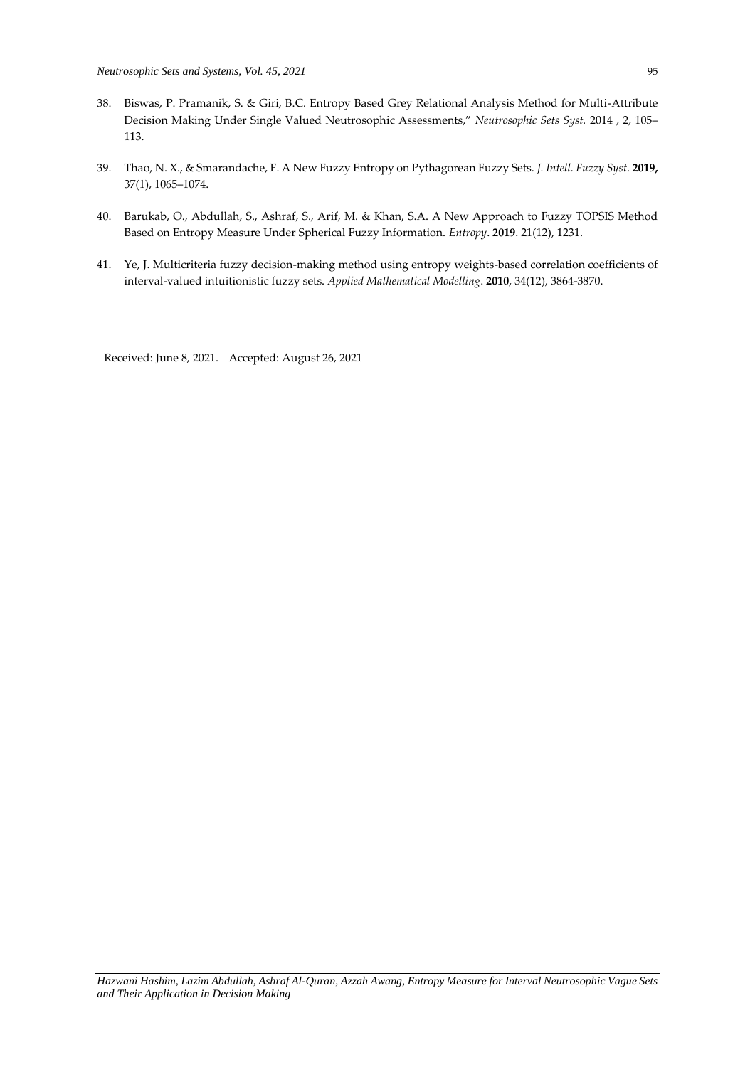38. Biswas, P. Pramanik, S. & Giri, B.C. Entropy Based Grey Relational Analysis Method for Multi-Attribute Decision Making Under Single Valued Neutrosophic Assessments," *Neutrosophic Sets Syst.* 2014 , 2, 105–113.

39. Thao, N. X., & Smarandache, F. A New Fuzzy Entropy on Pythagorean Fuzzy Sets. *J. Intell. Fuzzy Syst*. **2019,** 37(1), 1065–1074.

40. Barukab, O., Abdullah, S., Ashraf, S., Arif, M. & Khan, S.A. A New Approach to Fuzzy TOPSIS Method Based on Entropy Measure Under Spherical Fuzzy Information. *Entropy*. **2019**. 21(12), 1231.

41. Ye, J. Multicriteria fuzzy decision-making method using entropy weights-based correlation coefficients of interval-valued intuitionistic fuzzy sets. *Applied Mathematical Modelling*. **2010**, 34(12), 3864-3870.

Received: June 8, 2021. Accepted: August 26, 2021